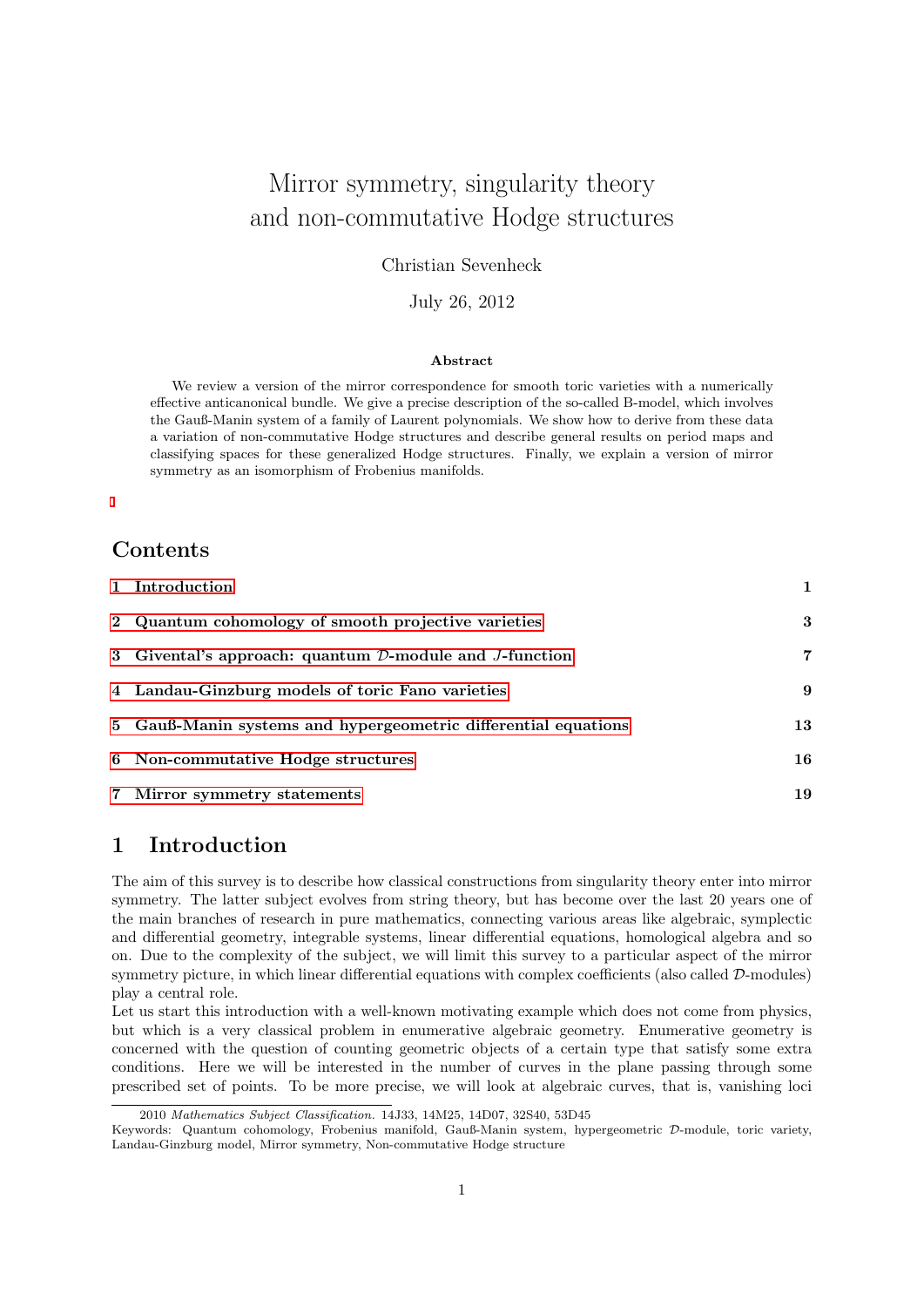# Mirror symmetry, singularity theory and non-commutative Hodge structures

Christian Sevenheck

July 26, 2012

### Abstract

We review a version of the mirror correspondence for smooth toric varieties with a numerically effective anticanonical bundle. We give a precise description of the so-called B-model, which involves the Gauß-Manin system of a family of Laurent polynomials. We show how to derive from these data a variation of non-commutative Hodge structures and describe general results on period maps and classifying spaces for these generalized Hodge structures. Finally, we explain a version of mirror symmetry as an isomorphism of Frobenius manifolds.

## Contents

| | |
|---|---|
| 1 Introduction | 1 |
| 2 Quantum cohomology of smooth projective varieties | 3 |
| 3 Givental's approach: quantum $\mathcal{D}$-module and $J$-function | 7 |
| 4 Landau-Ginzburg models of toric Fano varieties | 9 |
| 5 Gauß-Manin systems and hypergeometric differential equations | 13 |
| 6 Non-commutative Hodge structures | 16 |
| 7 Mirror symmetry statements | 19 |

## 1 Introduction

The aim of this survey is to describe how classical constructions from singularity theory enter into mirror symmetry. The latter subject evolves from string theory, but has become over the last 20 years one of the main branches of research in pure mathematics, connecting various areas like algebraic, symplectic and differential geometry, integrable systems, linear differential equations, homological algebra and so on. Due to the complexity of the subject, we will limit this survey to a particular aspect of the mirror symmetry picture, in which linear differential equations with complex coefficients (also called $\mathcal{D}$-modules) play a central role.

Let us start this introduction with a well-known motivating example which does not come from physics, but which is a very classical problem in enumerative algebraic geometry. Enumerative geometry is concerned with the question of counting geometric objects of a certain type that satisfy some extra conditions. Here we will be interested in the number of curves in the plane passing through some prescribed set of points. To be more precise, we will look at algebraic curves, that is, vanishing loci

2010 *Mathematics Subject Classification.* 14J33, 14M25, 14D07, 32S40, 53D45

Keywords: Quantum cohomology, Frobenius manifold, Gauß-Manin system, hypergeometric $\mathcal{D}$-module, toric variety, Landau-Ginzburg model, Mirror symmetry, Non-commutative Hodge structure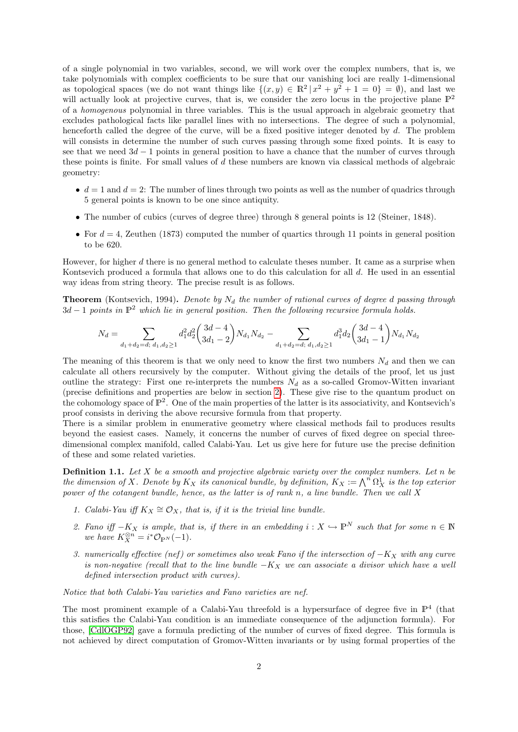of a single polynomial in two variables, second, we will work over the complex numbers, that is, we take polynomials with complex coefficients to be sure that our vanishing loci are really 1-dimensional as topological spaces (we do not want things like $\{(x,y) \in \mathbb{R}^2 \,|\, x^2 + y^2 + 1 = 0\} = \emptyset$), and last we will actually look at projective curves, that is, we consider the zero locus in the projective plane $\mathbb{P}^2$ of a *homogenous* polynomial in three variables. This is the usual approach in algebraic geometry that excludes pathological facts like parallel lines with no intersections. The degree of such a polynomial, henceforth called the degree of the curve, will be a fixed positive integer denoted by $d$. The problem will consists in determine the number of such curves passing through some fixed points. It is easy to see that we need $3d-1$ points in general position to have a chance that the number of curves through these points is finite. For small values of $d$ these numbers are known via classical methods of algebraic geometry:

- $d = 1$ and $d = 2$: The number of lines through two points as well as the number of quadrics through 5 general points is known to be one since antiquity.
- The number of cubics (curves of degree three) through 8 general points is 12 (Steiner, 1848).
- For $d = 4$, Zeuthen (1873) computed the number of quartics through 11 points in general position to be 620.

However, for higher $d$ there is no general method to calculate theses number. It came as a surprise when Kontsevich produced a formula that allows one to do this calculation for all $d$. He used in an essential way ideas from string theory. The precise result is as follows.

**Theorem** (Kontsevich, 1994)**.** *Denote by $N_d$ the number of rational curves of degree $d$ passing through $3d-1$ points in $\mathbb{P}^2$ which lie in general position. Then the following recursive formula holds.*

$$N_d = \sum_{d_1+d_2=d;\; d_1,d_2 \geq 1} d_1^2 d_2^2 \binom{3d-4}{3d_1-2} N_{d_1} N_{d_2} - \sum_{d_1+d_2=d;\; d_1,d_2 \geq 1} d_1^3 d_2 \binom{3d-4}{3d_1-1} N_{d_1} N_{d_2}$$

The meaning of this theorem is that we only need to know the first two numbers $N_d$ and then we can calculate all others recursively by the computer. Without giving the details of the proof, let us just outline the strategy: First one re-interprets the numbers $N_d$ as a so-called Gromov-Witten invariant (precise definitions and properties are below in section 2). These give rise to the quantum product on the cohomology space of $\mathbb{P}^2$. One of the main properties of the latter is its associativity, and Kontsevich's proof consists in deriving the above recursive formula from that property.
There is a similar problem in enumerative geometry where classical methods fail to produces results beyond the easiest cases. Namely, it concerns the number of curves of fixed degree on special three-dimensional complex manifold, called Calabi-Yau. Let us give here for future use the precise definition of these and some related varieties.

**Definition 1.1.** *Let $X$ be a smooth and projective algebraic variety over the complex numbers. Let $n$ be the dimension of $X$. Denote by $K_X$ its canonical bundle, by definition, $K_X := \bigwedge^n \Omega^1_X$ is the top exterior power of the cotangent bundle, hence, as the latter is of rank $n$, a line bundle. Then we call $X$*

1. *Calabi-Yau iff $K_X \cong \mathcal{O}_X$, that is, if it is the trivial line bundle.*
2. *Fano iff $-K_X$ is ample, that is, if there in an embedding $i : X \hookrightarrow \mathbb{P}^N$ such that for some $n \in \mathbb{N}$ we have $K_X^{\otimes n} = i^*\mathcal{O}_{\mathbb{P}^N}(-1)$.*
3. *numerically effective (nef) or sometimes also weak Fano if the intersection of $-K_X$ with any curve is non-negative (recall that to the line bundle $-K_X$ we can associate a divisor which have a well defined intersection product with curves).*

*Notice that both Calabi-Yau varieties and Fano varieties are nef.*

The most prominent example of a Calabi-Yau threefold is a hypersurface of degree five in $\mathbb{P}^4$ (that this satisfies the Calabi-Yau condition is an immediate consequence of the adjunction formula). For those, [CdlOGP92] gave a formula predicting of the number of curves of fixed degree. This formula is not achieved by direct computation of Gromov-Witten invariants or by using formal properties of the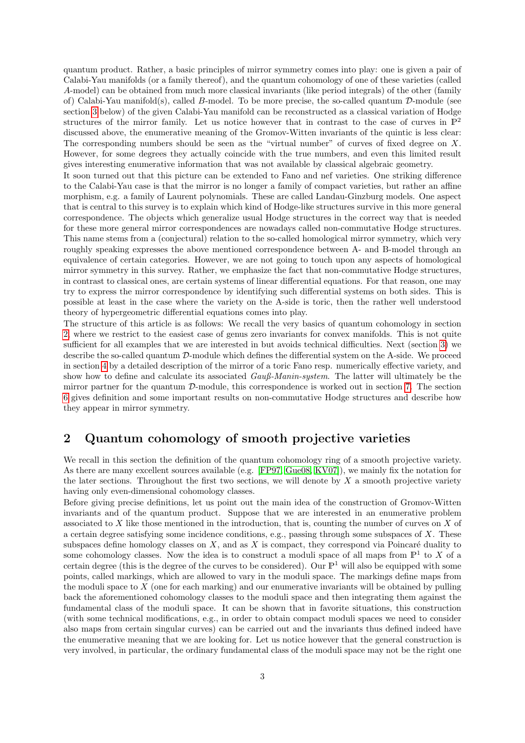quantum product. Rather, a basic principles of mirror symmetry comes into play: one is given a pair of Calabi-Yau manifolds (or a family thereof), and the quantum cohomology of one of these varieties (called $A$-model) can be obtained from much more classical invariants (like period integrals) of the other (family of) Calabi-Yau manifold(s), called $B$-model. To be more precise, the so-called quantum $\mathcal{D}$-module (see section 3 below) of the given Calabi-Yau manifold can be reconstructed as a classical variation of Hodge structures of the mirror family. Let us notice however that in contrast to the case of curves in $\mathbb{P}^2$ discussed above, the enumerative meaning of the Gromov-Witten invariants of the quintic is less clear: The corresponding numbers should be seen as the "virtual number" of curves of fixed degree on $X$. However, for some degrees they actually coincide with the true numbers, and even this limited result gives interesting enumerative information that was not available by classical algebraic geometry.

It soon turned out that this picture can be extended to Fano and nef varieties. One striking difference to the Calabi-Yau case is that the mirror is no longer a family of compact varieties, but rather an affine morphism, e.g. a family of Laurent polynomials. These are called Landau-Ginzburg models. One aspect that is central to this survey is to explain which kind of Hodge-like structures survive in this more general correspondence. The objects which generalize usual Hodge structures in the correct way that is needed for these more general mirror correspondences are nowadays called non-commutative Hodge structures. This name stems from a (conjectural) relation to the so-called homological mirror symmetry, which very roughly speaking expresses the above mentioned correspondence between A- and B-model through an equivalence of certain categories. However, we are not going to touch upon any aspects of homological mirror symmetry in this survey. Rather, we emphasize the fact that non-commutative Hodge structures, in contrast to classical ones, are certain systems of linear differential equations. For that reason, one may try to express the mirror correspondence by identifying such differential systems on both sides. This is possible at least in the case where the variety on the A-side is toric, then the rather well understood theory of hypergeometric differential equations comes into play.

The structure of this article is as follows: We recall the very basics of quantum cohomology in section 2, where we restrict to the easiest case of genus zero invariants for convex manifolds. This is not quite sufficient for all examples that we are interested in but avoids technical difficulties. Next (section 3) we describe the so-called quantum $\mathcal{D}$-module which defines the differential system on the A-side. We proceed in section 4 by a detailed description of the mirror of a toric Fano resp. numerically effective variety, and show how to define and calculate its associated *Gauß-Manin-system*. The latter will ultimately be the mirror partner for the quantum $\mathcal{D}$-module, this correspondence is worked out in section 7. The section 6 gives definition and some important results on non-commutative Hodge structures and describe how they appear in mirror symmetry.

## 2 Quantum cohomology of smooth projective varieties

We recall in this section the definition of the quantum cohomology ring of a smooth projective variety. As there are many excellent sources available (e.g. [FP97, Gue08, KV07]), we mainly fix the notation for the later sections. Throughout the first two sections, we will denote by $X$ a smooth projective variety having only even-dimensional cohomology classes.

Before giving precise definitions, let us point out the main idea of the construction of Gromov-Witten invariants and of the quantum product. Suppose that we are interested in an enumerative problem associated to $X$ like those mentioned in the introduction, that is, counting the number of curves on $X$ of a certain degree satisfying some incidence conditions, e.g., passing through some subspaces of $X$. These subspaces define homology classes on $X$, and as $X$ is compact, they correspond via Poincaré duality to some cohomology classes. Now the idea is to construct a moduli space of all maps from $\mathbb{P}^1$ to $X$ of a certain degree (this is the degree of the curves to be considered). Our $\mathbb{P}^1$ will also be equipped with some points, called markings, which are allowed to vary in the moduli space. The markings define maps from the moduli space to $X$ (one for each marking) and our enumerative invariants will be obtained by pulling back the aforementioned cohomology classes to the moduli space and then integrating them against the fundamental class of the moduli space. It can be shown that in favorite situations, this construction (with some technical modifications, e.g., in order to obtain compact moduli spaces we need to consider also maps from certain singular curves) can be carried out and the invariants thus defined indeed have the enumerative meaning that we are looking for. Let us notice however that the general construction is very involved, in particular, the ordinary fundamental class of the moduli space may not be the right one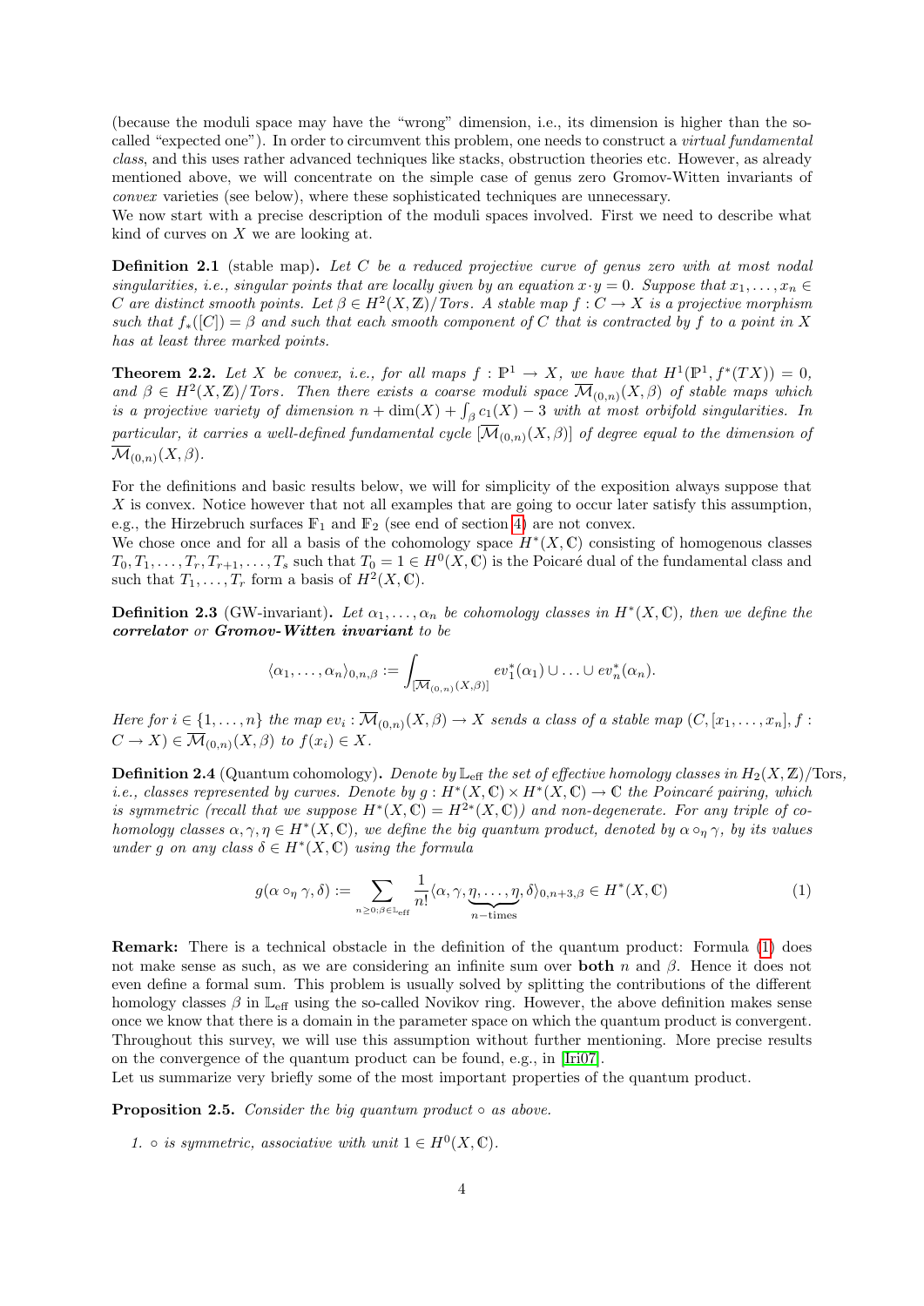(because the moduli space may have the "wrong" dimension, i.e., its dimension is higher than the so-called "expected one"). In order to circumvent this problem, one needs to construct a *virtual fundamental class*, and this uses rather advanced techniques like stacks, obstruction theories etc. However, as already mentioned above, we will concentrate on the simple case of genus zero Gromov-Witten invariants of *convex* varieties (see below), where these sophisticated techniques are unnecessary.
We now start with a precise description of the moduli spaces involved. First we need to describe what kind of curves on $X$ we are looking at.

**Definition 2.1** (stable map). *Let $C$ be a reduced projective curve of genus zero with at most nodal singularities, i.e., singular points that are locally given by an equation $x \cdot y = 0$. Suppose that $x_1, \ldots, x_n \in C$ are distinct smooth points. Let $\beta \in H^2(X, \mathbb{Z})/Tors$. A stable map $f : C \to X$ is a projective morphism such that $f_*([C]) = \beta$ and such that each smooth component of $C$ that is contracted by $f$ to a point in $X$ has at least three marked points.*

**Theorem 2.2.** *Let $X$ be convex, i.e., for all maps $f : \mathbb{P}^1 \to X$, we have that $H^1(\mathbb{P}^1, f^*(TX)) = 0$, and $\beta \in H^2(X, \mathbb{Z})/Tors$. Then there exists a coarse moduli space $\overline{\mathcal{M}}_{(0,n)}(X, \beta)$ of stable maps which is a projective variety of dimension $n + \dim(X) + \int_\beta c_1(X) - 3$ with at most orbifold singularities. In particular, it carries a well-defined fundamental cycle $[\overline{\mathcal{M}}_{(0,n)}(X, \beta)]$ of degree equal to the dimension of $\overline{\mathcal{M}}_{(0,n)}(X, \beta)$.*

For the definitions and basic results below, we will for simplicity of the exposition always suppose that $X$ is convex. Notice however that not all examples that are going to occur later satisfy this assumption, e.g., the Hirzebruch surfaces $\mathbb{F}_1$ and $\mathbb{F}_2$ (see end of section 4) are not convex.
We chose once and for all a basis of the cohomology space $H^*(X, \mathbb{C})$ consisting of homogenous classes $T_0, T_1, \ldots, T_r, T_{r+1}, \ldots, T_s$ such that $T_0 = 1 \in H^0(X, \mathbb{C})$ is the Poicaré dual of the fundamental class and such that $T_1, \ldots, T_r$ form a basis of $H^2(X, \mathbb{C})$.

**Definition 2.3** (GW-invariant). *Let $\alpha_1, \ldots, \alpha_n$ be cohomology classes in $H^*(X, \mathbb{C})$, then we define the* ***correlator*** *or* ***Gromov-Witten invariant*** *to be*

$$\langle \alpha_1, \ldots, \alpha_n \rangle_{0,n,\beta} := \int_{[\overline{\mathcal{M}}_{(0,n)}(X,\beta)]} ev_1^*(\alpha_1) \cup \ldots \cup ev_n^*(\alpha_n).$$

*Here for $i \in \{1, \ldots, n\}$ the map $ev_i : \overline{\mathcal{M}}_{(0,n)}(X, \beta) \to X$ sends a class of a stable map $(C, [x_1, \ldots, x_n], f : C \to X) \in \overline{\mathcal{M}}_{(0,n)}(X, \beta)$ to $f(x_i) \in X$.*

**Definition 2.4** (Quantum cohomology). *Denote by $\mathbb{L}_{\text{eff}}$ the set of effective homology classes in $H_2(X, \mathbb{Z})/\text{Tors}$, i.e., classes represented by curves. Denote by $g : H^*(X, \mathbb{C}) \times H^*(X, \mathbb{C}) \to \mathbb{C}$ the Poincaré pairing, which is symmetric (recall that we suppose $H^*(X, \mathbb{C}) = H^{2*}(X, \mathbb{C})$) and non-degenerate. For any triple of cohomology classes $\alpha, \gamma, \eta \in H^*(X, \mathbb{C})$, we define the big quantum product, denoted by $\alpha \circ_\eta \gamma$, by its values under $g$ on any class $\delta \in H^*(X, \mathbb{C})$ using the formula*

$$g(\alpha \circ_\eta \gamma, \delta) := \sum_{n \geq 0; \beta \in \mathbb{L}_{\text{eff}}} \frac{1}{n!} \langle \alpha, \gamma, \underbrace{\eta, \ldots, \eta}_{n-\text{times}}, \delta \rangle_{0,n+3,\beta} \in H^*(X, \mathbb{C}) \tag{1}$$

**Remark:** There is a technical obstacle in the definition of the quantum product: Formula (1) does not make sense as such, as we are considering an infinite sum over **both** $n$ and $\beta$. Hence it does not even define a formal sum. This problem is usually solved by splitting the contributions of the different homology classes $\beta$ in $\mathbb{L}_{\text{eff}}$ using the so-called Novikov ring. However, the above definition makes sense once we know that there is a domain in the parameter space on which the quantum product is convergent. Throughout this survey, we will use this assumption without further mentioning. More precise results on the convergence of the quantum product can be found, e.g., in [Iri07].
Let us summarize very briefly some of the most important properties of the quantum product.

**Proposition 2.5.** *Consider the big quantum product $\circ$ as above.*

1. *$\circ$ is symmetric, associative with unit $1 \in H^0(X, \mathbb{C})$.*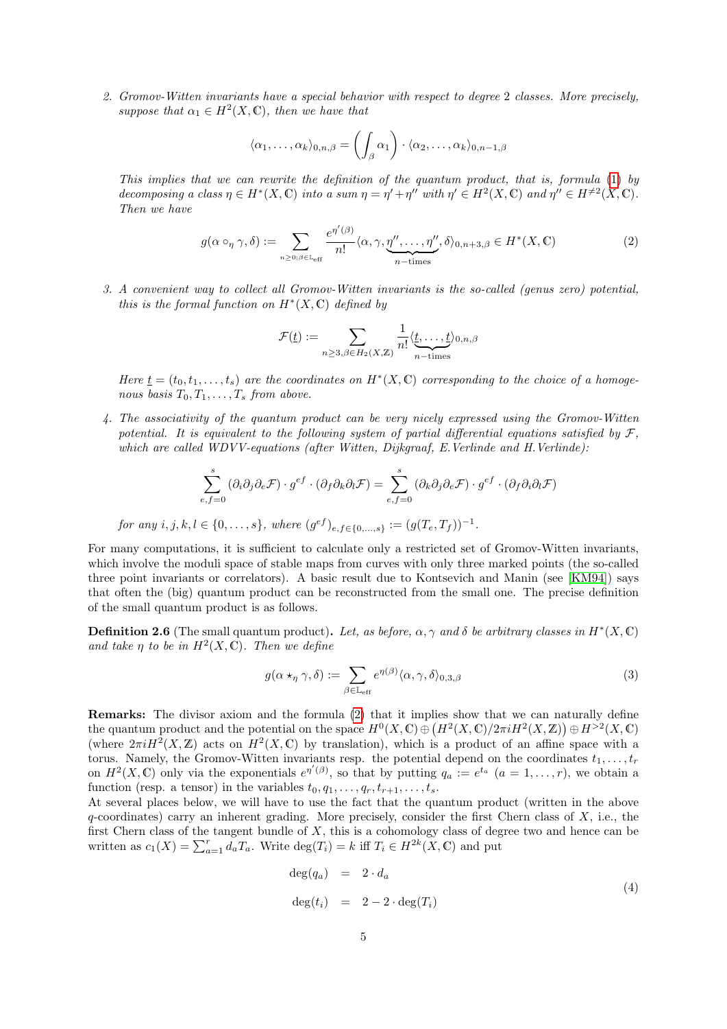2. *Gromov-Witten invariants have a special behavior with respect to degree 2 classes. More precisely, suppose that $\alpha_1 \in H^2(X, \mathbb{C})$, then we have that*

$$\langle \alpha_1, \dots, \alpha_k \rangle_{0,n,\beta} = \left( \int_\beta \alpha_1 \right) \cdot \langle \alpha_2, \dots, \alpha_k \rangle_{0,n-1,\beta}$$

*This implies that we can rewrite the definition of the quantum product, that is, formula (1) by decomposing a class $\eta \in H^*(X, \mathbb{C})$ into a sum $\eta = \eta' + \eta''$ with $\eta' \in H^2(X, \mathbb{C})$ and $\eta'' \in H^{\neq 2}(X, \mathbb{C})$. Then we have*

$$g(\alpha \circ_\eta \gamma, \delta) := \sum_{n \geq 0; \beta \in \mathbb{L}_{\text{eff}}} \frac{e^{\eta'(\beta)}}{n!} \langle \alpha, \gamma, \underbrace{\eta'', \dots, \eta''}_{n-\text{times}}, \delta \rangle_{0,n+3,\beta} \in H^*(X, \mathbb{C}) \tag{2}$$

3. *A convenient way to collect all Gromov-Witten invariants is the so-called (genus zero) potential, this is the formal function on $H^*(X, \mathbb{C})$ defined by*

$$\mathcal{F}(\underline{t}) := \sum_{n \geq 3, \beta \in H_2(X, \mathbb{Z})} \frac{1}{n!} \langle \underbrace{\underline{t}, \dots, \underline{t}}_{n-\text{times}} \rangle_{0,n,\beta}$$

*Here $\underline{t} = (t_0, t_1, \dots, t_s)$ are the coordinates on $H^*(X, \mathbb{C})$ corresponding to the choice of a homogeneous basis $T_0, T_1, \dots, T_s$ from above.*

4. *The associativity of the quantum product can be very nicely expressed using the Gromov-Witten potential. It is equivalent to the following system of partial differential equations satisfied by $\mathcal{F}$, which are called WDVV-equations (after Witten, Dijkgraaf, E. Verlinde and H. Verlinde):*

$$\sum_{e,f=0}^{s} (\partial_i \partial_j \partial_e \mathcal{F}) \cdot g^{ef} \cdot (\partial_f \partial_k \partial_l \mathcal{F}) = \sum_{e,f=0}^{s} (\partial_k \partial_j \partial_e \mathcal{F}) \cdot g^{ef} \cdot (\partial_f \partial_i \partial_l \mathcal{F})$$

*for any $i, j, k, l \in \{0, \dots, s\}$, where $(g^{ef})_{e,f \in \{0,\dots,s\}} := (g(T_e, T_f))^{-1}$.*

For many computations, it is sufficient to calculate only a restricted set of Gromov-Witten invariants, which involve the moduli space of stable maps from curves with only three marked points (the so-called three point invariants or correlators). A basic result due to Kontsevich and Manin (see [KM94]) says that often the (big) quantum product can be reconstructed from the small one. The precise definition of the small quantum product is as follows.

**Definition 2.6** (The small quantum product)**.** *Let, as before, $\alpha, \gamma$ and $\delta$ be arbitrary classes in $H^*(X, \mathbb{C})$ and take $\eta$ to be in $H^2(X, \mathbb{C})$. Then we define*

$$g(\alpha \star_\eta \gamma, \delta) := \sum_{\beta \in \mathbb{L}_{\text{eff}}} e^{\eta(\beta)} \langle \alpha, \gamma, \delta \rangle_{0,3,\beta} \tag{3}$$

**Remarks:** The divisor axiom and the formula (2) that it implies show that we can naturally define the quantum product and the potential on the space $H^0(X, \mathbb{C}) \oplus \left( H^2(X, \mathbb{C})/2\pi i H^2(X, \mathbb{Z}) \right) \oplus H^{>2}(X, \mathbb{C})$ (where $2\pi i H^2(X, \mathbb{Z})$ acts on $H^2(X, \mathbb{C})$ by translation), which is a product of an affine space with a torus. Namely, the Gromov-Witten invariants resp. the potential depend on the coordinates $t_1, \dots, t_r$ on $H^2(X, \mathbb{C})$ only via the exponentials $e^{\eta'(\beta)}$, so that by putting $q_a := e^{t_a}$ $(a = 1, \dots, r)$, we obtain a function (resp. a tensor) in the variables $t_0, q_1, \dots, q_r, t_{r+1}, \dots, t_s$.
At several places below, we will have to use the fact that the quantum product (written in the above $q$-coordinates) carry an inherent grading. More precisely, consider the first Chern class of $X$, i.e., the first Chern class of the tangent bundle of $X$, this is a cohomology class of degree two and hence can be written as $c_1(X) = \sum_{a=1}^{r} d_a T_a$. Write $\deg(T_i) = k$ iff $T_i \in H^{2k}(X, \mathbb{C})$ and put

$$\begin{aligned} \deg(q_a) &= 2 \cdot d_a \\ \deg(t_i) &= 2 - 2 \cdot \deg(T_i) \end{aligned} \tag{4}$$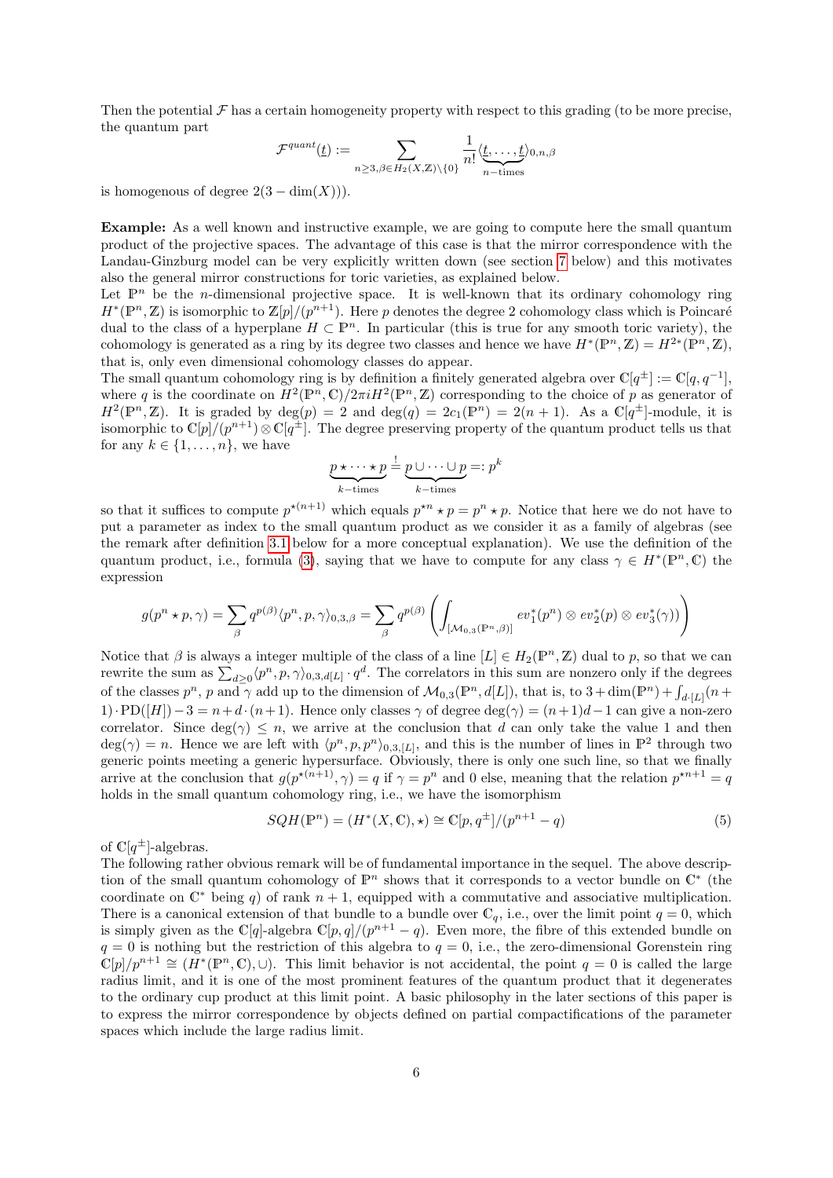Then the potential $\mathcal{F}$ has a certain homogeneity property with respect to this grading (to be more precise, the quantum part

$$\mathcal{F}^{quant}(\underline{t}) := \sum_{n\geq 3, \beta\in H_2(X,\mathbb{Z})\setminus\{0\}} \frac{1}{n!}\langle \underbrace{\underline{t}, \ldots, \underline{t}}_{n-\text{times}}\rangle_{0,n,\beta}$$

is homogenous of degree $2(3 - \dim(X))$).

**Example:** As a well known and instructive example, we are going to compute here the small quantum product of the projective spaces. The advantage of this case is that the mirror correspondence with the Landau-Ginzburg model can be very explicitly written down (see section 7 below) and this motivates also the general mirror constructions for toric varieties, as explained below.

Let $\mathbb{P}^n$ be the $n$-dimensional projective space. It is well-known that its ordinary cohomology ring $H^*(\mathbb{P}^n, \mathbb{Z})$ is isomorphic to $\mathbb{Z}[p]/(p^{n+1})$. Here $p$ denotes the degree 2 cohomology class which is Poincaré dual to the class of a hyperplane $H \subset \mathbb{P}^n$. In particular (this is true for any smooth toric variety), the cohomology is generated as a ring by its degree two classes and hence we have $H^*(\mathbb{P}^n, \mathbb{Z}) = H^{2*}(\mathbb{P}^n, \mathbb{Z})$, that is, only even dimensional cohomology classes do appear.

The small quantum cohomology ring is by definition a finitely generated algebra over $\mathbb{C}[q^{\pm}] := \mathbb{C}[q, q^{-1}]$, where $q$ is the coordinate on $H^2(\mathbb{P}^n, \mathbb{C})/2\pi i H^2(\mathbb{P}^n, \mathbb{Z})$ corresponding to the choice of $p$ as generator of $H^2(\mathbb{P}^n, \mathbb{Z})$. It is graded by $\deg(p) = 2$ and $\deg(q) = 2c_1(\mathbb{P}^n) = 2(n + 1)$. As a $\mathbb{C}[q^{\pm}]$-module, it is isomorphic to $\mathbb{C}[p]/(p^{n+1}) \otimes \mathbb{C}[q^{\pm}]$. The degree preserving property of the quantum product tells us that for any $k \in \{1, \ldots, n\}$, we have

$$\underbrace{p \star \cdots \star p}_{k-\text{times}} \overset{!}{=} \underbrace{p \cup \cdots \cup p}_{k-\text{times}} =: p^k$$

so that it suffices to compute $p^{\star(n+1)}$ which equals $p^{\star n} \star p = p^n \star p$. Notice that here we do not have to put a parameter as index to the small quantum product as we consider it as a family of algebras (see the remark after definition 3.1 below for a more conceptual explanation). We use the definition of the quantum product, i.e., formula (3), saying that we have to compute for any class $\gamma \in H^*(\mathbb{P}^n, \mathbb{C})$ the expression

$$g(p^n \star p, \gamma) = \sum_\beta q^{p(\beta)} \langle p^n, p, \gamma\rangle_{0,3,\beta} = \sum_\beta q^{p(\beta)} \left( \int_{[\mathcal{M}_{0,3}(\mathbb{P}^n,\beta)]} ev_1^*(p^n) \otimes ev_2^*(p) \otimes ev_3^*(\gamma)) \right)$$

Notice that $\beta$ is always a integer multiple of the class of a line $[L] \in H_2(\mathbb{P}^n, \mathbb{Z})$ dual to $p$, so that we can rewrite the sum as $\sum_{d\geq 0}\langle p^n, p, \gamma\rangle_{0,3,d[L]} \cdot q^d$. The correlators in this sum are nonzero only if the degrees of the classes $p^n$, $p$ and $\gamma$ add up to the dimension of $\mathcal{M}_{0,3}(\mathbb{P}^n, d[L])$, that is, to $3 + \dim(\mathbb{P}^n) + \int_{d\cdot[L]}(n + 1)\cdot \mathrm{PD}([H]) - 3 = n + d\cdot(n+1)$. Hence only classes $\gamma$ of degree $\deg(\gamma) = (n+1)d - 1$ can give a non-zero correlator. Since $\deg(\gamma) \leq n$, we arrive at the conclusion that $d$ can only take the value 1 and then $\deg(\gamma) = n$. Hence we are left with $\langle p^n, p, p^n\rangle_{0,3,[L]}$, and this is the number of lines in $\mathbb{P}^2$ through two generic points meeting a generic hypersurface. Obviously, there is only one such line, so that we finally arrive at the conclusion that $g(p^{\star(n+1)}, \gamma) = q$ if $\gamma = p^n$ and 0 else, meaning that the relation $p^{\star n+1} = q$ holds in the small quantum cohomology ring, i.e., we have the isomorphism

$$SQH(\mathbb{P}^n) = (H^*(X, \mathbb{C}), \star) \cong \mathbb{C}[p, q^{\pm}]/(p^{n+1} - q) \tag{5}$$

of $\mathbb{C}[q^{\pm}]$-algebras.

The following rather obvious remark will be of fundamental importance in the sequel. The above description of the small quantum cohomology of $\mathbb{P}^n$ shows that it corresponds to a vector bundle on $\mathbb{C}^*$ (the coordinate on $\mathbb{C}^*$ being $q$) of rank $n + 1$, equipped with a commutative and associative multiplication. There is a canonical extension of that bundle to a bundle over $\mathbb{C}_q$, i.e., over the limit point $q = 0$, which is simply given as the $\mathbb{C}[q]$-algebra $\mathbb{C}[p, q]/(p^{n+1} - q)$. Even more, the fibre of this extended bundle on $q = 0$ is nothing but the restriction of this algebra to $q = 0$, i.e., the zero-dimensional Gorenstein ring $\mathbb{C}[p]/p^{n+1} \cong (H^*(\mathbb{P}^n, \mathbb{C}), \cup)$. This limit behavior is not accidental, the point $q = 0$ is called the large radius limit, and it is one of the most prominent features of the quantum product that it degenerates to the ordinary cup product at this limit point. A basic philosophy in the later sections of this paper is to express the mirror correspondence by objects defined on partial compactifications of the parameter spaces which include the large radius limit.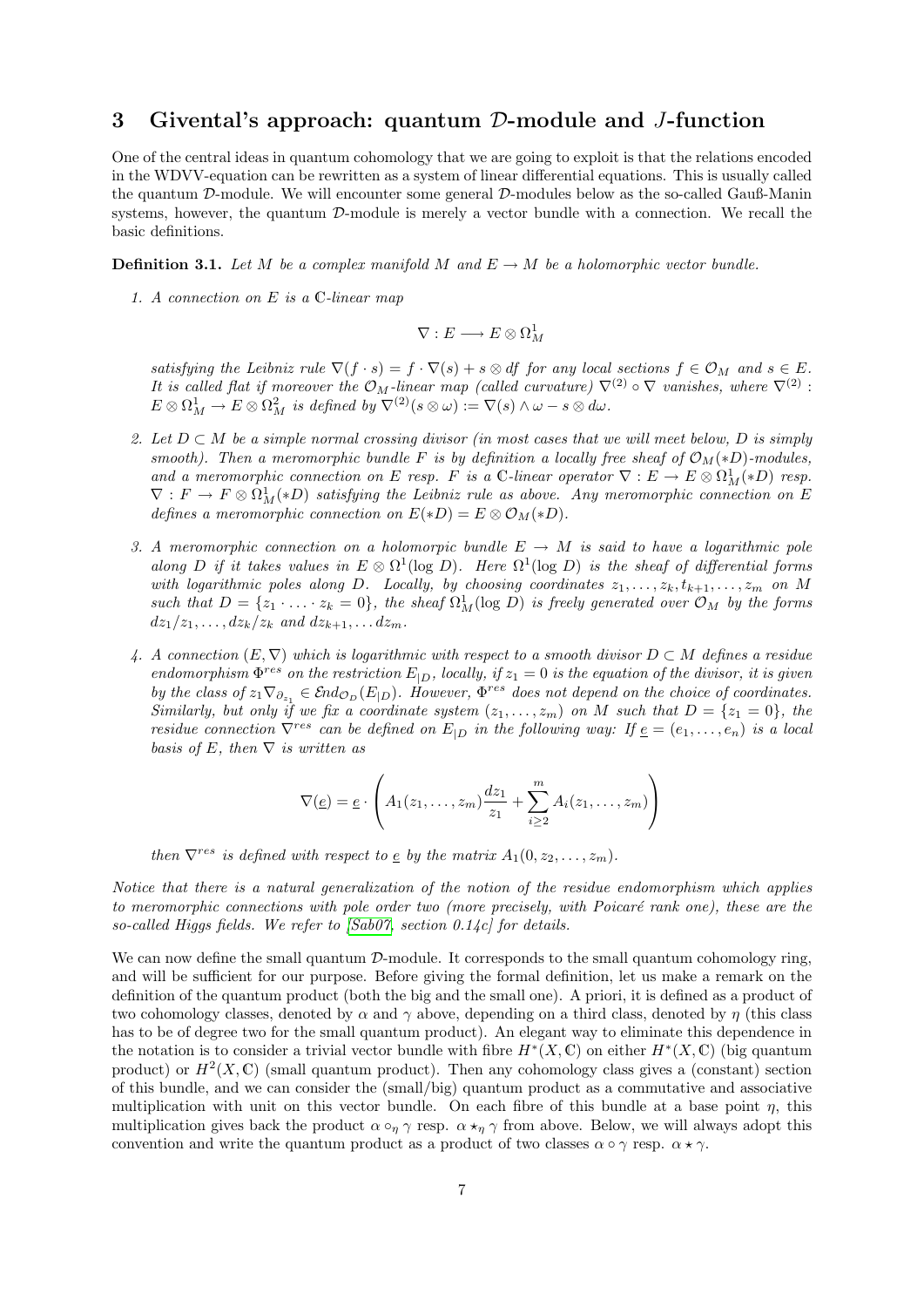## 3 Givental's approach: quantum $\mathcal{D}$-module and $J$-function

One of the central ideas in quantum cohomology that we are going to exploit is that the relations encoded in the WDVV-equation can be rewritten as a system of linear differential equations. This is usually called the quantum $\mathcal{D}$-module. We will encounter some general $\mathcal{D}$-modules below as the so-called Gauß-Manin systems, however, the quantum $\mathcal{D}$-module is merely a vector bundle with a connection. We recall the basic definitions.

**Definition 3.1.** *Let $M$ be a complex manifold $M$ and $E \to M$ be a holomorphic vector bundle.*

1. *A connection on $E$ is a $\mathbb{C}$-linear map*

$$\nabla : E \longrightarrow E \otimes \Omega^1_M$$

*satisfying the Leibniz rule $\nabla(f \cdot s) = f \cdot \nabla(s) + s \otimes df$ for any local sections $f \in \mathcal{O}_M$ and $s \in E$. It is called flat if moreover the $\mathcal{O}_M$-linear map (called curvature) $\nabla^{(2)} \circ \nabla$ vanishes, where $\nabla^{(2)} : E \otimes \Omega^1_M \to E \otimes \Omega^2_M$ is defined by $\nabla^{(2)}(s \otimes \omega) := \nabla(s) \wedge \omega - s \otimes d\omega$.*

2. *Let $D \subset M$ be a simple normal crossing divisor (in most cases that we will meet below, $D$ is simply smooth). Then a meromorphic bundle $F$ is by definition a locally free sheaf of $\mathcal{O}_M(*D)$-modules, and a meromorphic connection on $E$ resp. $F$ is a $\mathbb{C}$-linear operator $\nabla : E \to E \otimes \Omega^1_M(*D)$ resp. $\nabla : F \to F \otimes \Omega^1_M(*D)$ satisfying the Leibniz rule as above. Any meromorphic connection on $E$ defines a meromorphic connection on $E(*D) = E \otimes \mathcal{O}_M(*D)$.*

3. *A meromorphic connection on a holomorpic bundle $E \to M$ is said to have a logarithmic pole along $D$ if it takes values in $E \otimes \Omega^1(\log D)$. Here $\Omega^1(\log D)$ is the sheaf of differential forms with logarithmic poles along $D$. Locally, by choosing coordinates $z_1, \ldots, z_k, t_{k+1}, \ldots, z_m$ on $M$ such that $D = \{z_1 \cdot \ldots \cdot z_k = 0\}$, the sheaf $\Omega^1_M(\log D)$ is freely generated over $\mathcal{O}_M$ by the forms $dz_1/z_1, \ldots, dz_k/z_k$ and $dz_{k+1}, \ldots dz_m$.*

4. *A connection $(E, \nabla)$ which is logarithmic with respect to a smooth divisor $D \subset M$ defines a residue endomorphism $\Phi^{res}$ on the restriction $E_{|D}$, locally, if $z_1 = 0$ is the equation of the divisor, it is given by the class of $z_1 \nabla_{\partial_{z_1}} \in \mathcal{E}nd_{\mathcal{O}_D}(E_{|D})$. However, $\Phi^{res}$ does not depend on the choice of coordinates. Similarly, but only if we fix a coordinate system $(z_1, \ldots, z_m)$ on $M$ such that $D = \{z_1 = 0\}$, the residue connection $\nabla^{res}$ can be defined on $E_{|D}$ in the following way: If $\underline{e} = (e_1, \ldots, e_n)$ is a local basis of $E$, then $\nabla$ is written as*

$$\nabla(\underline{e}) = \underline{e} \cdot \left( A_1(z_1, \ldots, z_m) \frac{dz_1}{z_1} + \sum_{i \geq 2}^{m} A_i(z_1, \ldots, z_m) \right)$$

*then $\nabla^{res}$ is defined with respect to $\underline{e}$ by the matrix $A_1(0, z_2, \ldots, z_m)$.*

*Notice that there is a natural generalization of the notion of the residue endomorphism which applies to meromorphic connections with pole order two (more precisely, with Poicaré rank one), these are the so-called Higgs fields. We refer to [Sab07, section 0.14c] for details.*

We can now define the small quantum $\mathcal{D}$-module. It corresponds to the small quantum cohomology ring, and will be sufficient for our purpose. Before giving the formal definition, let us make a remark on the definition of the quantum product (both the big and the small one). A priori, it is defined as a product of two cohomology classes, denoted by $\alpha$ and $\gamma$ above, depending on a third class, denoted by $\eta$ (this class has to be of degree two for the small quantum product). An elegant way to eliminate this dependence in the notation is to consider a trivial vector bundle with fibre $H^*(X, \mathbb{C})$ on either $H^*(X, \mathbb{C})$ (big quantum product) or $H^2(X, \mathbb{C})$ (small quantum product). Then any cohomology class gives a (constant) section of this bundle, and we can consider the (small/big) quantum product as a commutative and associative multiplication with unit on this vector bundle. On each fibre of this bundle at a base point $\eta$, this multiplication gives back the product $\alpha \circ_\eta \gamma$ resp. $\alpha \star_\eta \gamma$ from above. Below, we will always adopt this convention and write the quantum product as a product of two classes $\alpha \circ \gamma$ resp. $\alpha \star \gamma$.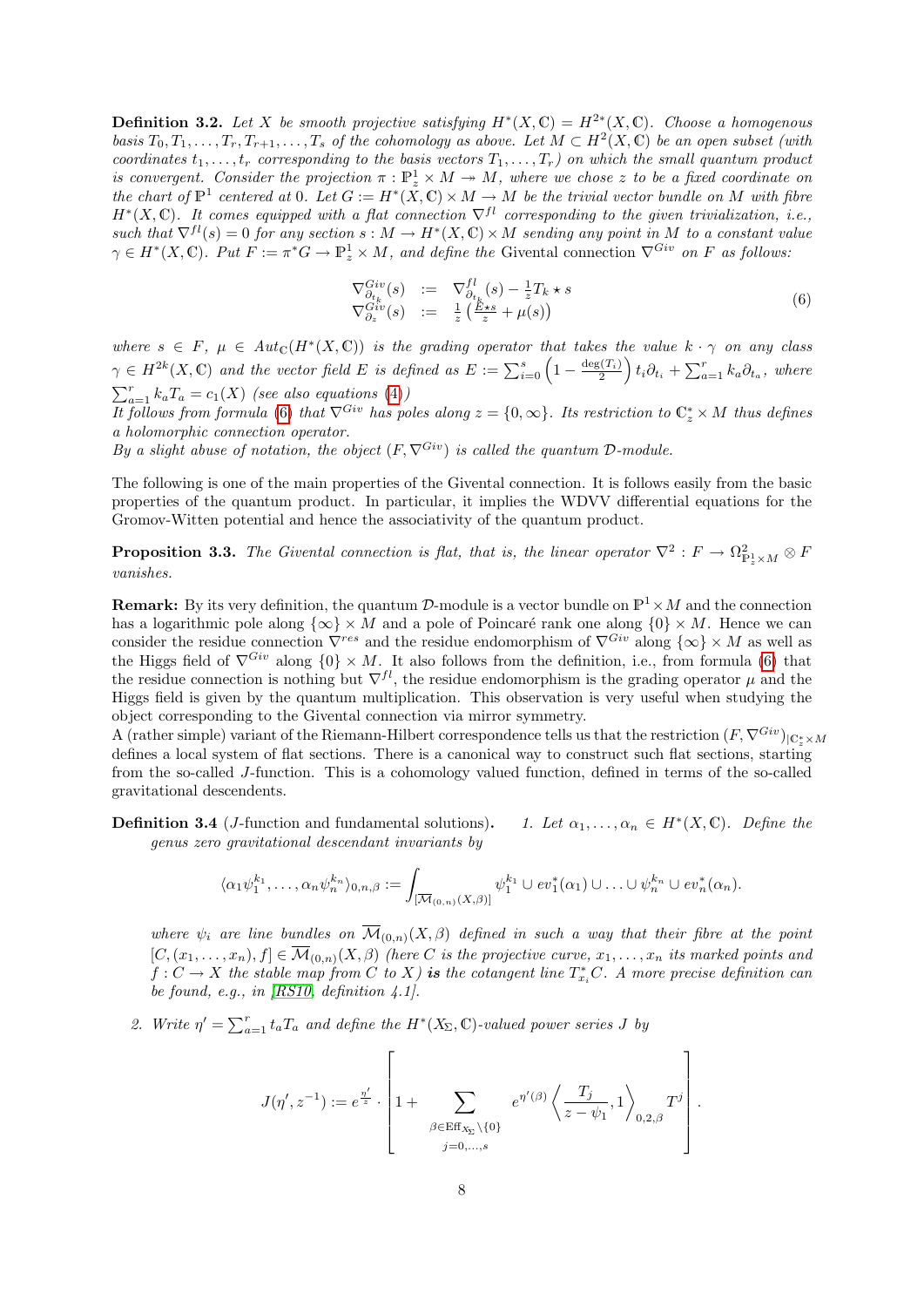**Definition 3.2.** *Let $X$ be smooth projective satisfying $H^*(X,\mathbb{C}) = H^{2*}(X,\mathbb{C})$. Choose a homogenous basis $T_0, T_1, \ldots, T_r, T_{r+1}, \ldots, T_s$ of the cohomology as above. Let $M \subset H^2(X,\mathbb{C})$ be an open subset (with coordinates $t_1, \ldots, t_r$ corresponding to the basis vectors $T_1, \ldots, T_r$) on which the small quantum product is convergent. Consider the projection $\pi : \mathbb{P}^1_z \times M \twoheadrightarrow M$, where we chose $z$ to be a fixed coordinate on the chart of $\mathbb{P}^1$ centered at 0. Let $G := H^*(X,\mathbb{C}) \times M \to M$ be the trivial vector bundle on $M$ with fibre $H^*(X,\mathbb{C})$. It comes equipped with a flat connection $\nabla^{fl}$ corresponding to the given trivialization, i.e., such that $\nabla^{fl}(s) = 0$ for any section $s : M \to H^*(X,\mathbb{C}) \times M$ sending any point in $M$ to a constant value $\gamma \in H^*(X,\mathbb{C})$. Put $F := \pi^* G \to \mathbb{P}^1_z \times M$, and define the Givental connection $\nabla^{Giv}$ on $F$ as follows:*

$$
\begin{array}{rcl}
\nabla^{Giv}_{\partial_{t_k}}(s) & := & \nabla^{fl}_{\partial_{t_k}}(s) - \frac{1}{z} T_k \star s \\
\nabla^{Giv}_{\partial_z}(s) & := & \frac{1}{z}\left(\frac{E \star s}{z} + \mu(s)\right)
\end{array}
\tag{6}
$$

*where $s \in F$, $\mu \in Aut_{\mathbb{C}}(H^*(X,\mathbb{C}))$ is the grading operator that takes the value $k \cdot \gamma$ on any class $\gamma \in H^{2k}(X,\mathbb{C})$ and the vector field $E$ is defined as $E := \sum_{i=0}^{s}\left(1 - \frac{\deg(T_i)}{2}\right) t_i \partial_{t_i} + \sum_{a=1}^{r} k_a \partial_{t_a}$, where $\sum_{a=1}^{r} k_a T_a = c_1(X)$ (see also equations (4))*

*It follows from formula (6) that $\nabla^{Giv}$ has poles along $z = \{0, \infty\}$. Its restriction to $\mathbb{C}^*_z \times M$ thus defines a holomorphic connection operator.*

*By a slight abuse of notation, the object $(F, \nabla^{Giv})$ is called the quantum $\mathcal{D}$-module.*

The following is one of the main properties of the Givental connection. It is follows easily from the basic properties of the quantum product. In particular, it implies the WDVV differential equations for the Gromov-Witten potential and hence the associativity of the quantum product.

**Proposition 3.3.** *The Givental connection is flat, that is, the linear operator $\nabla^2 : F \to \Omega^2_{\mathbb{P}^1_z \times M} \otimes F$ vanishes.*

**Remark:** By its very definition, the quantum $\mathcal{D}$-module is a vector bundle on $\mathbb{P}^1 \times M$ and the connection has a logarithmic pole along $\{\infty\} \times M$ and a pole of Poincaré rank one along $\{0\} \times M$. Hence we can consider the residue connection $\nabla^{res}$ and the residue endomorphism of $\nabla^{Giv}$ along $\{\infty\} \times M$ as well as the Higgs field of $\nabla^{Giv}$ along $\{0\} \times M$. It also follows from the definition, i.e., from formula (6) that the residue connection is nothing but $\nabla^{fl}$, the residue endomorphism is the grading operator $\mu$ and the Higgs field is given by the quantum multiplication. This observation is very useful when studying the object corresponding to the Givental connection via mirror symmetry.

A (rather simple) variant of the Riemann-Hilbert correspondence tells us that the restriction $(F, \nabla^{Giv})_{|\mathbb{C}^*_z \times M}$ defines a local system of flat sections. There is a canonical way to construct such flat sections, starting from the so-called $J$-function. This is a cohomology valued function, defined in terms of the so-called gravitational descendents.

**Definition 3.4** ($J$-function and fundamental solutions)**.**

1. *Let $\alpha_1, \ldots, \alpha_n \in H^*(X,\mathbb{C})$. Define the genus zero gravitational descendant invariants by*

$$
\langle \alpha_1 \psi_1^{k_1}, \ldots, \alpha_n \psi_n^{k_n} \rangle_{0,n,\beta} := \int_{[\overline{\mathcal{M}}_{(0,n)}(X,\beta)]} \psi_1^{k_1} \cup ev_1^*(\alpha_1) \cup \ldots \cup \psi_n^{k_n} \cup ev_n^*(\alpha_n).
$$

*where $\psi_i$ are line bundles on $\overline{\mathcal{M}}_{(0,n)}(X,\beta)$ defined in such a way that their fibre at the point $[C,(x_1,\ldots,x_n),f] \in \overline{\mathcal{M}}_{(0,n)}(X,\beta)$ (here $C$ is the projective curve, $x_1,\ldots,x_n$ its marked points and $f : C \to X$ the stable map from $C$ to $X$)* **is** *the cotangent line $T^*_{x_i}C$. A more precise definition can be found, e.g., in [RS10, definition 4.1].*

2. *Write $\eta' = \sum_{a=1}^{r} t_a T_a$ and define the $H^*(X_\Sigma,\mathbb{C})$-valued power series $J$ by*

$$
J(\eta', z^{-1}) := e^{\frac{\eta'}{z}} \cdot \left[ 1 + \sum_{\substack{\beta \in \mathrm{Eff}_{X_\Sigma} \setminus \{0\} \\ j=0,\ldots,s}} e^{\eta'(\beta)} \left\langle \frac{T_j}{z - \psi_1}, 1 \right\rangle_{0,2,\beta} T^j \right].
$$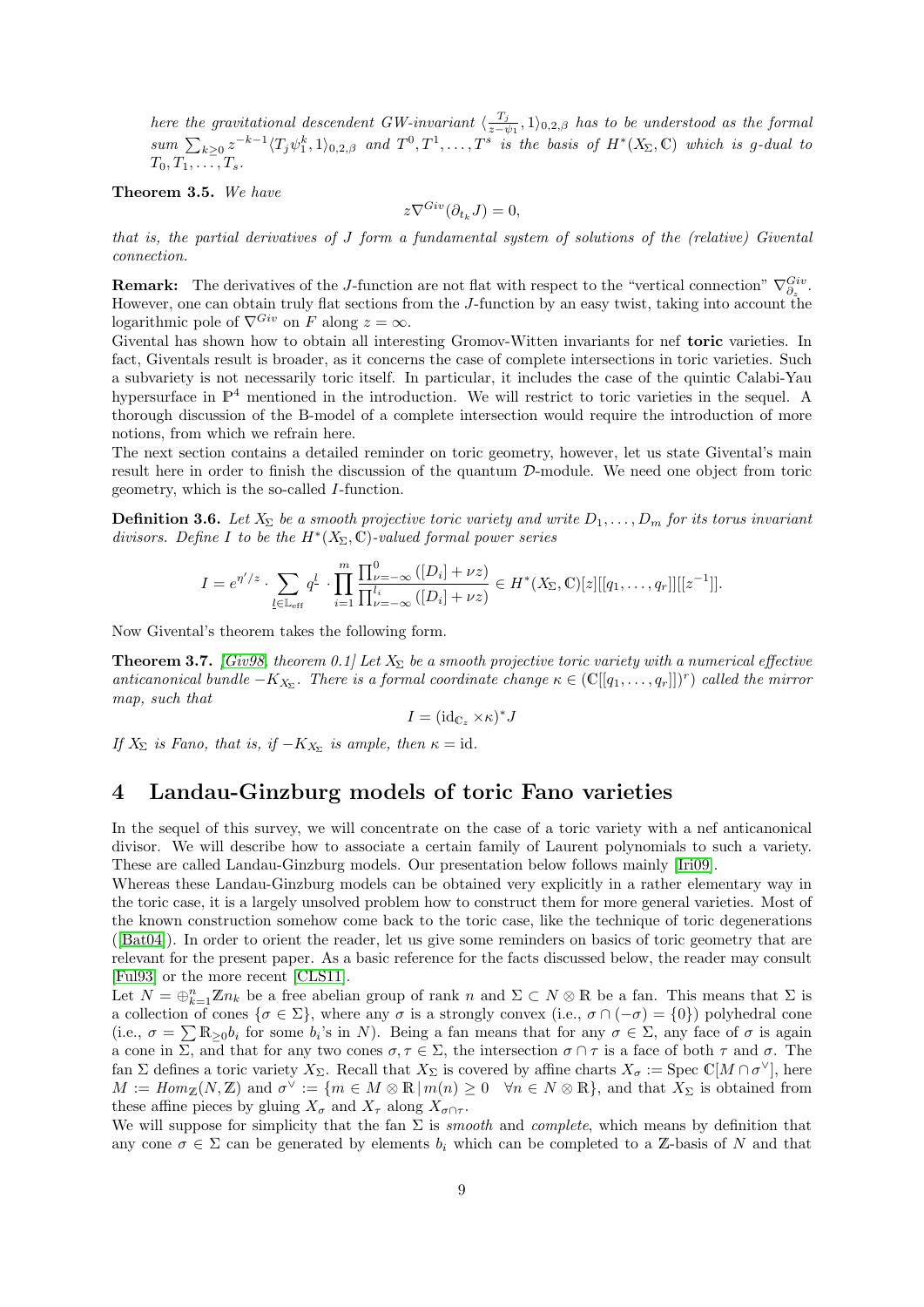*here the gravitational descendent GW-invariant $\langle \frac{T_j}{z-\psi_1}, 1\rangle_{0,2,\beta}$ has to be understood as the formal sum $\sum_{k\geq 0} z^{-k-1}\langle T_j\psi_1^k, 1\rangle_{0,2,\beta}$ and $T^0, T^1, \ldots, T^s$ is the basis of $H^*(X_\Sigma, \mathbb{C})$ which is g-dual to $T_0, T_1, \ldots, T_s$.*

**Theorem 3.5.** *We have*

$$z\nabla^{Giv}(\partial_{t_k} J) = 0,$$

*that is, the partial derivatives of $J$ form a fundamental system of solutions of the (relative) Givental connection.*

**Remark:** The derivatives of the $J$-function are not flat with respect to the "vertical connection" $\nabla^{Giv}_{\partial_z}$. However, one can obtain truly flat sections from the $J$-function by an easy twist, taking into account the logarithmic pole of $\nabla^{Giv}$ on $F$ along $z = \infty$.

Givental has shown how to obtain all interesting Gromov-Witten invariants for nef **toric** varieties. In fact, Giventals result is broader, as it concerns the case of complete intersections in toric varieties. Such a subvariety is not necessarily toric itself. In particular, it includes the case of the quintic Calabi-Yau hypersurface in $\mathbb{P}^4$ mentioned in the introduction. We will restrict to toric varieties in the sequel. A thorough discussion of the B-model of a complete intersection would require the introduction of more notions, from which we refrain here.

The next section contains a detailed reminder on toric geometry, however, let us state Givental's main result here in order to finish the discussion of the quantum $\mathcal{D}$-module. We need one object from toric geometry, which is the so-called $I$-function.

**Definition 3.6.** *Let $X_\Sigma$ be a smooth projective toric variety and write $D_1, \ldots, D_m$ for its torus invariant divisors. Define $I$ to be the $H^*(X_\Sigma, \mathbb{C})$-valued formal power series*

$$I = e^{\eta'/z} \cdot \sum_{\underline{l}\in\mathbb{L}_{\text{eff}}} q^{\underline{l}} \cdot \prod_{i=1}^{m} \frac{\prod_{\nu=-\infty}^{0}([D_i]+\nu z)}{\prod_{\nu=-\infty}^{l_i}([D_i]+\nu z)} \in H^*(X_\Sigma, \mathbb{C})[z][[q_1, \ldots, q_r]][[z^{-1}]].$$

Now Givental's theorem takes the following form.

**Theorem 3.7.** *[Giv98, theorem 0.1] Let $X_\Sigma$ be a smooth projective toric variety with a numerical effective anticanonical bundle $-K_{X_\Sigma}$. There is a formal coordinate change $\kappa \in (\mathbb{C}[[q_1, \ldots, q_r]])^r)$ called the mirror map, such that*

$$I = (\mathrm{id}_{\mathbb{C}_z} \times \kappa)^* J$$

*If $X_\Sigma$ is Fano, that is, if $-K_{X_\Sigma}$ is ample, then $\kappa = \mathrm{id}$.*

# 4 Landau-Ginzburg models of toric Fano varieties

In the sequel of this survey, we will concentrate on the case of a toric variety with a nef anticanonical divisor. We will describe how to associate a certain family of Laurent polynomials to such a variety. These are called Landau-Ginzburg models. Our presentation below follows mainly [Iri09].

Whereas these Landau-Ginzburg models can be obtained very explicitly in a rather elementary way in the toric case, it is a largely unsolved problem how to construct them for more general varieties. Most of the known construction somehow come back to the toric case, like the technique of toric degenerations ([Bat04]). In order to orient the reader, let us give some reminders on basics of toric geometry that are relevant for the present paper. As a basic reference for the facts discussed below, the reader may consult [Ful93] or the more recent [CLS11].

Let $N = \oplus_{k=1}^n \mathbb{Z}n_k$ be a free abelian group of rank $n$ and $\Sigma \subset N \otimes \mathbb{R}$ be a fan. This means that $\Sigma$ is a collection of cones $\{\sigma \in \Sigma\}$, where any $\sigma$ is a strongly convex (i.e., $\sigma \cap (-\sigma) = \{0\}$) polyhedral cone (i.e., $\sigma = \sum \mathbb{R}_{\geq 0} b_i$ for some $b_i$'s in $N$). Being a fan means that for any $\sigma \in \Sigma$, any face of $\sigma$ is again a cone in $\Sigma$, and that for any two cones $\sigma, \tau \in \Sigma$, the intersection $\sigma \cap \tau$ is a face of both $\tau$ and $\sigma$. The fan $\Sigma$ defines a toric variety $X_\Sigma$. Recall that $X_\Sigma$ is covered by affine charts $X_\sigma := \text{Spec } \mathbb{C}[M \cap \sigma^\vee]$, here $M := Hom_{\mathbb{Z}}(N, \mathbb{Z})$ and $\sigma^\vee := \{m \in M \otimes \mathbb{R} \,|\, m(n) \geq 0 \quad \forall n \in N \otimes \mathbb{R}\}$, and that $X_\Sigma$ is obtained from these affine pieces by gluing $X_\sigma$ and $X_\tau$ along $X_{\sigma\cap\tau}$.

We will suppose for simplicity that the fan $\Sigma$ is *smooth* and *complete*, which means by definition that any cone $\sigma \in \Sigma$ can be generated by elements $b_i$ which can be completed to a $\mathbb{Z}$-basis of $N$ and that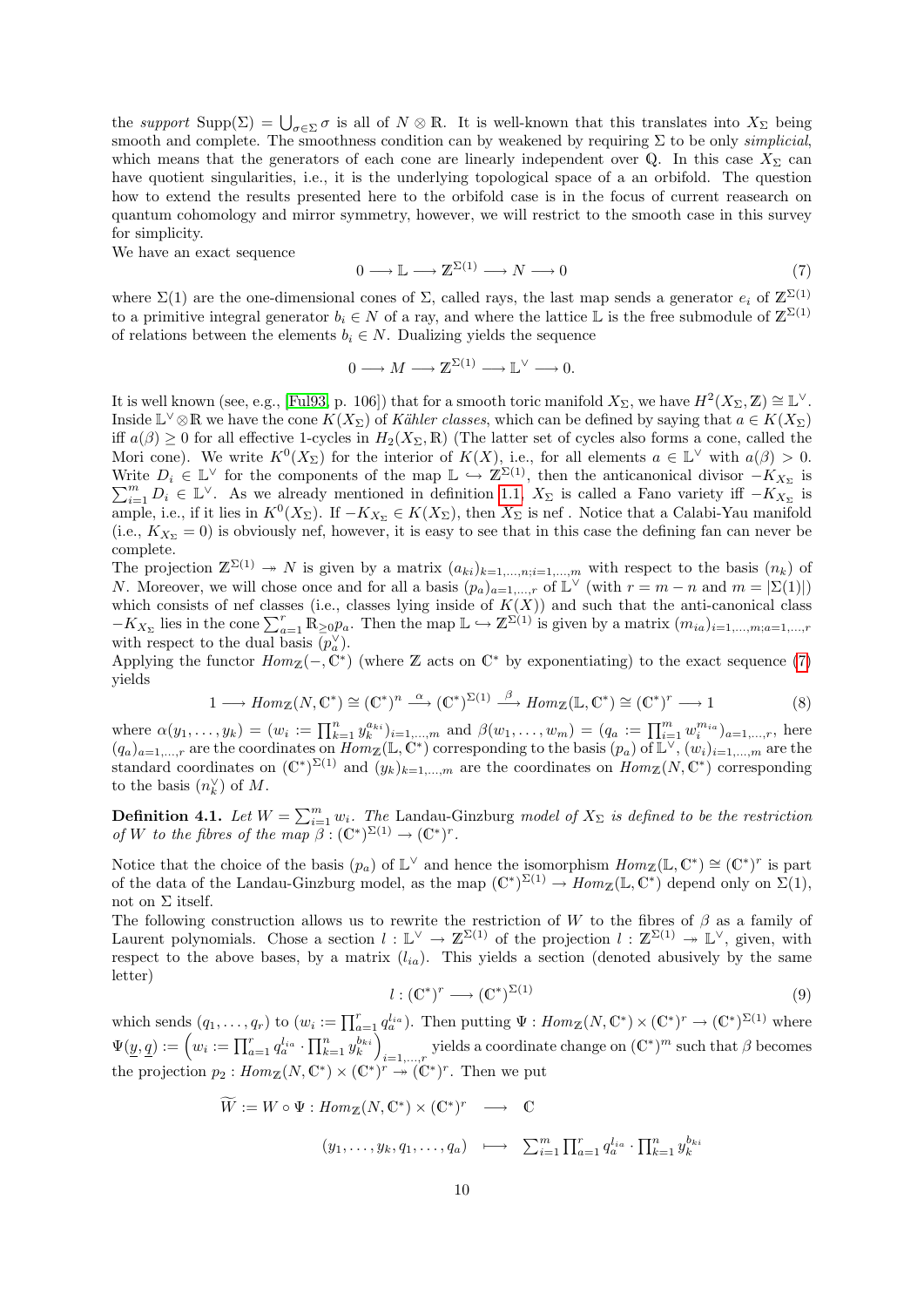the *support* $\mathrm{Supp}(\Sigma) = \bigcup_{\sigma \in \Sigma} \sigma$ is all of $N \otimes \mathbb{R}$. It is well-known that this translates into $X_\Sigma$ being smooth and complete. The smoothness condition can by weakened by requiring $\Sigma$ to be only *simplicial*, which means that the generators of each cone are linearly independent over $\mathbb{Q}$. In this case $X_\Sigma$ can have quotient singularities, i.e., it is the underlying topological space of a an orbifold. The question how to extend the results presented here to the orbifold case is in the focus of current reasearch on quantum cohomology and mirror symmetry, however, we will restrict to the smooth case in this survey for simplicity.

We have an exact sequence

$$0 \longrightarrow \mathbb{L} \longrightarrow \mathbb{Z}^{\Sigma(1)} \longrightarrow N \longrightarrow 0 \tag{7}$$

where $\Sigma(1)$ are the one-dimensional cones of $\Sigma$, called rays, the last map sends a generator $e_i$ of $\mathbb{Z}^{\Sigma(1)}$ to a primitive integral generator $b_i \in N$ of a ray, and where the lattice $\mathbb{L}$ is the free submodule of $\mathbb{Z}^{\Sigma(1)}$ of relations between the elements $b_i \in N$. Dualizing yields the sequence

$$0 \longrightarrow M \longrightarrow \mathbb{Z}^{\Sigma(1)} \longrightarrow \mathbb{L}^\vee \longrightarrow 0.$$

It is well known (see, e.g., [Ful93, p. 106]) that for a smooth toric manifold $X_\Sigma$, we have $H^2(X_\Sigma, \mathbb{Z}) \cong \mathbb{L}^\vee$. Inside $\mathbb{L}^\vee \otimes \mathbb{R}$ we have the cone $K(X_\Sigma)$ of *Kähler classes*, which can be defined by saying that $a \in K(X_\Sigma)$ iff $a(\beta) \geq 0$ for all effective 1-cycles in $H_2(X_\Sigma, \mathbb{R})$ (The latter set of cycles also forms a cone, called the Mori cone). We write $K^0(X_\Sigma)$ for the interior of $K(X)$, i.e., for all elements $a \in \mathbb{L}^\vee$ with $a(\beta) > 0$. Write $D_i \in \mathbb{L}^\vee$ for the components of the map $\mathbb{L} \hookrightarrow \mathbb{Z}^{\Sigma(1)}$, then the anticanonical divisor $-K_{X_\Sigma}$ is $\sum_{i=1}^m D_i \in \mathbb{L}^\vee$. As we already mentioned in definition 1.1, $X_\Sigma$ is called a Fano variety iff $-K_{X_\Sigma}$ is ample, i.e., if it lies in $K^0(X_\Sigma)$. If $-K_{X_\Sigma} \in K(X_\Sigma)$, then $X_\Sigma$ is nef . Notice that a Calabi-Yau manifold (i.e., $K_{X_\Sigma} = 0$) is obviously nef, however, it is easy to see that in this case the defining fan can never be complete.

The projection $\mathbb{Z}^{\Sigma(1)} \twoheadrightarrow N$ is given by a matrix $(a_{ki})_{k=1,\ldots,n; i=1,\ldots,m}$ with respect to the basis $(n_k)$ of $N$. Moreover, we will chose once and for all a basis $(p_a)_{a=1,\ldots,r}$ of $\mathbb{L}^\vee$ (with $r = m - n$ and $m = |\Sigma(1)|$) which consists of nef classes (i.e., classes lying inside of $K(X)$) and such that the anti-canonical class $-K_{X_\Sigma}$ lies in the cone $\sum_{a=1}^r \mathbb{R}_{\geq 0} p_a$. Then the map $\mathbb{L} \hookrightarrow \mathbb{Z}^{\Sigma(1)}$ is given by a matrix $(m_{ia})_{i=1,\ldots,m; a=1,\ldots,r}$ with respect to the dual basis $(p_a^\vee)$.

Applying the functor $Hom_\mathbb{Z}(-, \mathbb{C}^*)$ (where $\mathbb{Z}$ acts on $\mathbb{C}^*$ by exponentiating) to the exact sequence (7) yields

$$1 \longrightarrow Hom_\mathbb{Z}(N, \mathbb{C}^*) \cong (\mathbb{C}^*)^n \xrightarrow{\ \alpha\ } (\mathbb{C}^*)^{\Sigma(1)} \xrightarrow{\ \beta\ } Hom_\mathbb{Z}(\mathbb{L}, \mathbb{C}^*) \cong (\mathbb{C}^*)^r \longrightarrow 1 \tag{8}$$

where $\alpha(y_1, \ldots, y_k) = (w_i := \prod_{k=1}^n y_k^{a_{ki}})_{i=1,\ldots,m}$ and $\beta(w_1, \ldots, w_m) = (q_a := \prod_{i=1}^m w_i^{m_{ia}})_{a=1,\ldots,r}$, here $(q_a)_{a=1,\ldots,r}$ are the coordinates on $Hom_\mathbb{Z}(\mathbb{L}, \mathbb{C}^*)$ corresponding to the basis $(p_a)$ of $\mathbb{L}^\vee$, $(w_i)_{i=1,\ldots,m}$ are the standard coordinates on $(\mathbb{C}^*)^{\Sigma(1)}$ and $(y_k)_{k=1,\ldots,m}$ are the coordinates on $Hom_\mathbb{Z}(N, \mathbb{C}^*)$ corresponding to the basis $(n_k^\vee)$ of $M$.

**Definition 4.1.** *Let $W = \sum_{i=1}^m w_i$. The* Landau-Ginzburg *model of $X_\Sigma$ is defined to be the restriction of $W$ to the fibres of the map $\beta : (\mathbb{C}^*)^{\Sigma(1)} \to (\mathbb{C}^*)^r$.*

Notice that the choice of the basis $(p_a)$ of $\mathbb{L}^\vee$ and hence the isomorphism $Hom_\mathbb{Z}(\mathbb{L}, \mathbb{C}^*) \cong (\mathbb{C}^*)^r$ is part of the data of the Landau-Ginzburg model, as the map $(\mathbb{C}^*)^{\Sigma(1)} \to Hom_\mathbb{Z}(\mathbb{L}, \mathbb{C}^*)$ depend only on $\Sigma(1)$, not on $\Sigma$ itself.

The following construction allows us to rewrite the restriction of $W$ to the fibres of $\beta$ as a family of Laurent polynomials. Chose a section $l : \mathbb{L}^\vee \to \mathbb{Z}^{\Sigma(1)}$ of the projection $l : \mathbb{Z}^{\Sigma(1)} \twoheadrightarrow \mathbb{L}^\vee$, given, with respect to the above bases, by a matrix $(l_{ia})$. This yields a section (denoted abusively by the same letter)

$$l : (\mathbb{C}^*)^r \longrightarrow (\mathbb{C}^*)^{\Sigma(1)} \tag{9}$$

which sends $(q_1, \ldots, q_r)$ to $(w_i := \prod_{a=1}^r q_a^{l_{ia}})$. Then putting $\Psi : Hom_\mathbb{Z}(N, \mathbb{C}^*) \times (\mathbb{C}^*)^r \to (\mathbb{C}^*)^{\Sigma(1)}$ where $\Psi(\underline{y}, \underline{q}) := \left(w_i := \prod_{a=1}^r q_a^{l_{ia}} \cdot \prod_{k=1}^n y_k^{b_{ki}}\right)_{i=1,\ldots,r}$ yields a coordinate change on $(\mathbb{C}^*)^m$ such that $\beta$ becomes the projection $p_2 : Hom_\mathbb{Z}(N, \mathbb{C}^*) \times (\mathbb{C}^*)^r \twoheadrightarrow (\mathbb{C}^*)^r$. Then we put

$$\begin{array}{rcl} \widetilde{W} := W \circ \Psi : Hom_\mathbb{Z}(N, \mathbb{C}^*) \times (\mathbb{C}^*)^r & \longrightarrow & \mathbb{C} \\ (y_1, \ldots, y_k, q_1, \ldots, q_a) & \longmapsto & \sum_{i=1}^m \prod_{a=1}^r q_a^{l_{ia}} \cdot \prod_{k=1}^n y_k^{b_{ki}} \end{array}$$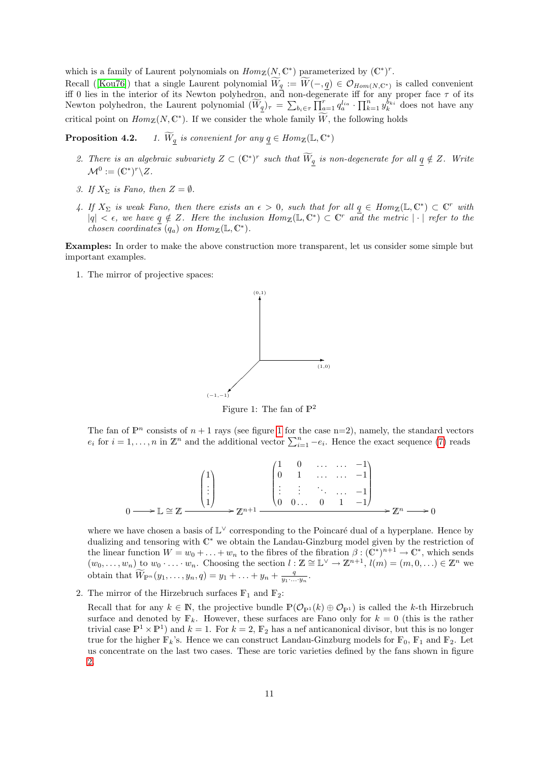which is a family of Laurent polynomials on $Hom_{\mathbb{Z}}(N, \mathbb{C}^*)$ parameterized by $(\mathbb{C}^*)^r$.

Recall ([Kou76]) that a single Laurent polynomial $\widetilde{W}_{\underline{q}} := \widetilde{W}(-, \underline{q}) \in \mathcal{O}_{Hom(N,\mathbb{C}^*)}$ is called convenient iff 0 lies in the interior of its Newton polyhedron, and non-degenerate iff for any proper face $\tau$ of its Newton polyhedron, the Laurent polynomial $(\widetilde{W}_{\underline{q}})_\tau = \sum_{b_i \in \tau} \prod_{a=1}^r q_a^{l_{ia}} \cdot \prod_{k=1}^n y_k^{b_{ki}}$ does not have any critical point on $Hom_{\mathbb{Z}}(N, \mathbb{C}^*)$. If we consider the whole family $\widetilde{W}$, the following holds

**Proposition 4.2.** *1. $\widetilde{W}_{\underline{q}}$ is convenient for any $\underline{q} \in Hom_{\mathbb{Z}}(\mathbb{L}, \mathbb{C}^*)$*

2. *There is an algebraic subvariety $Z \subset (\mathbb{C}^*)^r$ such that $\widetilde{W}_{\underline{q}}$ is non-degenerate for all $\underline{q} \notin Z$. Write $\mathcal{M}^0 := (\mathbb{C}^*)^r \backslash Z$.*

3. *If $X_\Sigma$ is Fano, then $Z = \emptyset$.*

4. *If $X_\Sigma$ is weak Fano, then there exists an $\epsilon > 0$, such that for all $\underline{q} \in Hom_{\mathbb{Z}}(\mathbb{L}, \mathbb{C}^*) \subset \mathbb{C}^r$ with $|\underline{q}| < \epsilon$, we have $\underline{q} \notin Z$. Here the inclusion $Hom_{\mathbb{Z}}(\mathbb{L}, \mathbb{C}^*) \subset \mathbb{C}^r$ and the metric $|\cdot|$ refer to the chosen coordinates $(q_a)$ on $Hom_{\mathbb{Z}}(\mathbb{L}, \mathbb{C}^*)$.*

**Examples:** In order to make the above construction more transparent, let us consider some simple but important examples.

1. The mirror of projective spaces:

   Figure 1: The fan of $\mathbb{P}^2$

   The fan of $\mathbb{P}^n$ consists of $n+1$ rays (see figure 1 for the case n=2), namely, the standard vectors $e_i$ for $i = 1, \dots, n$ in $\mathbb{Z}^n$ and the additional vector $\sum_{i=1}^n -e_i$. Hence the exact sequence (7) reads

$$0 \longrightarrow \mathbb{L} \cong \mathbb{Z} \xrightarrow{\begin{pmatrix} 1 \\ \vdots \\ 1 \end{pmatrix}} \mathbb{Z}^{n+1} \xrightarrow{\begin{pmatrix} 1 & 0 & \dots & \dots & -1 \\ 0 & 1 & \dots & \dots & -1 \\ \vdots & \vdots & \ddots & \dots & -1 \\ 0 & 0\dots & 0 & 1 & -1 \end{pmatrix}} \mathbb{Z}^n \longrightarrow 0$$

   where we have chosen a basis of $\mathbb{L}^\vee$ corresponding to the Poincaré dual of a hyperplane. Hence by dualizing and tensoring with $\mathbb{C}^*$ we obtain the Landau-Ginzburg model given by the restriction of the linear function $W = w_0 + \ldots + w_n$ to the fibres of the fibration $\beta : (\mathbb{C}^*)^{n+1} \to \mathbb{C}^*$, which sends $(w_0, \ldots, w_n)$ to $w_0 \cdot \ldots \cdot w_n$. Choosing the section $l : \mathbb{Z} \cong \mathbb{L}^\vee \to \mathbb{Z}^{n+1}$, $l(m) = (m, 0, \ldots) \in \mathbb{Z}^n$ we obtain that $\widetilde{W}_{\mathbb{P}^n}(y_1, \ldots, y_n, q) = y_1 + \ldots + y_n + \frac{q}{y_1 \cdot \ldots \cdot y_n}$.

2. The mirror of the Hirzebruch surfaces $\mathbb{F}_1$ and $\mathbb{F}_2$:

   Recall that for any $k \in \mathbb{N}$, the projective bundle $\mathbb{P}(\mathcal{O}_{\mathbb{P}^1}(k) \oplus \mathcal{O}_{\mathbb{P}^1})$ is called the $k$-th Hirzebruch surface and denoted by $\mathbb{F}_k$. However, these surfaces are Fano only for $k = 0$ (this is the rather trivial case $\mathbb{P}^1 \times \mathbb{P}^1$) and $k = 1$. For $k = 2$, $\mathbb{F}_2$ has a nef anticanonical divisor, but this is no longer true for the higher $\mathbb{F}_k$'s. Hence we can construct Landau-Ginzburg models for $\mathbb{F}_0$, $\mathbb{F}_1$ and $\mathbb{F}_2$. Let us concentrate on the last two cases. These are toric varieties defined by the fans shown in figure 2.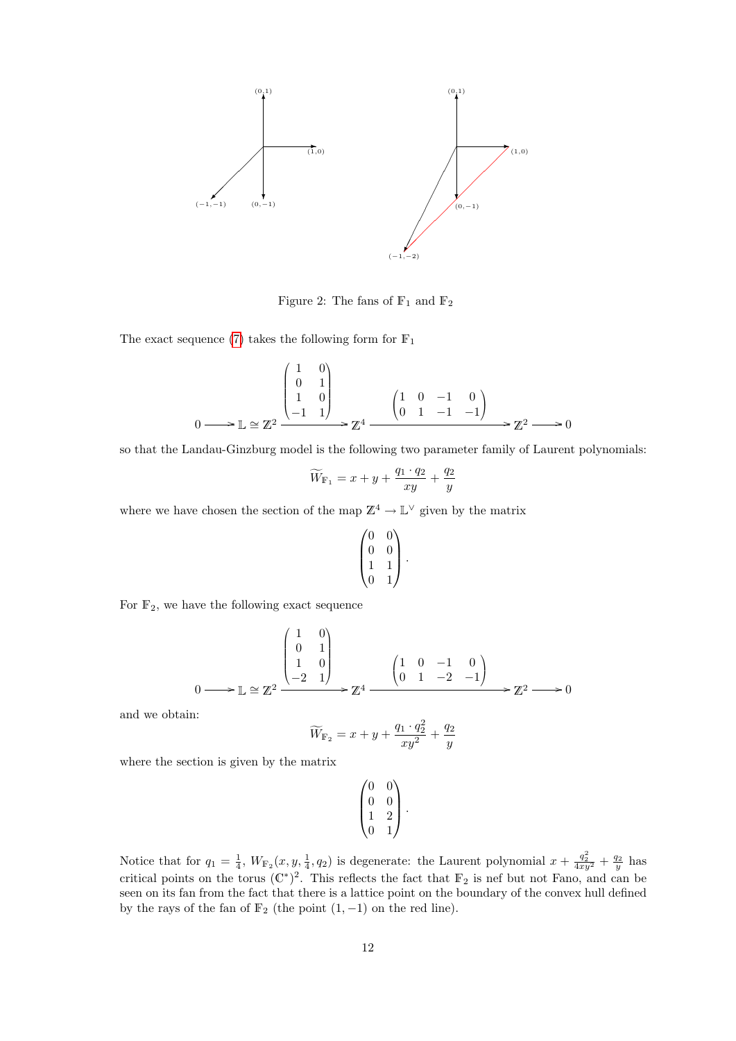Figure 2: The fans of $\mathbb{F}_1$ and $\mathbb{F}_2$

The exact sequence (7) takes the following form for $\mathbb{F}_1$

$$0 \longrightarrow \mathbb{L} \cong \mathbb{Z}^2 \xrightarrow{\begin{pmatrix} 1 & 0 \\ 0 & 1 \\ 1 & 0 \\ -1 & 1 \end{pmatrix}} \mathbb{Z}^4 \xrightarrow{\begin{pmatrix} 1 & 0 & -1 & 0 \\ 0 & 1 & -1 & -1 \end{pmatrix}} \mathbb{Z}^2 \longrightarrow 0$$

so that the Landau-Ginzburg model is the following two parameter family of Laurent polynomials:

$$\widetilde{W}_{\mathbb{F}_1} = x + y + \frac{q_1 \cdot q_2}{xy} + \frac{q_2}{y}$$

where we have chosen the section of the map $\mathbb{Z}^4 \to \mathbb{L}^\vee$ given by the matrix

$$\begin{pmatrix} 0 & 0 \\ 0 & 0 \\ 1 & 1 \\ 0 & 1 \end{pmatrix}.$$

For $\mathbb{F}_2$, we have the following exact sequence

$$0 \longrightarrow \mathbb{L} \cong \mathbb{Z}^2 \xrightarrow{\begin{pmatrix} 1 & 0 \\ 0 & 1 \\ 1 & 0 \\ -2 & 1 \end{pmatrix}} \mathbb{Z}^4 \xrightarrow{\begin{pmatrix} 1 & 0 & -1 & 0 \\ 0 & 1 & -2 & -1 \end{pmatrix}} \mathbb{Z}^2 \longrightarrow 0$$

and we obtain:

$$\widetilde{W}_{\mathbb{F}_2} = x + y + \frac{q_1 \cdot q_2^2}{xy^2} + \frac{q_2}{y}$$

where the section is given by the matrix

$$\begin{pmatrix} 0 & 0 \\ 0 & 0 \\ 1 & 2 \\ 0 & 1 \end{pmatrix}.$$

Notice that for $q_1 = \frac{1}{4}$, $W_{\mathbb{F}_2}(x, y, \frac{1}{4}, q_2)$ is degenerate: the Laurent polynomial $x + \frac{q_2^2}{4xy^2} + \frac{q_2}{y}$ has critical points on the torus $(\mathbb{C}^*)^2$. This reflects the fact that $\mathbb{F}_2$ is nef but not Fano, and can be seen on its fan from the fact that there is a lattice point on the boundary of the convex hull defined by the rays of the fan of $\mathbb{F}_2$ (the point $(1, -1)$ on the red line).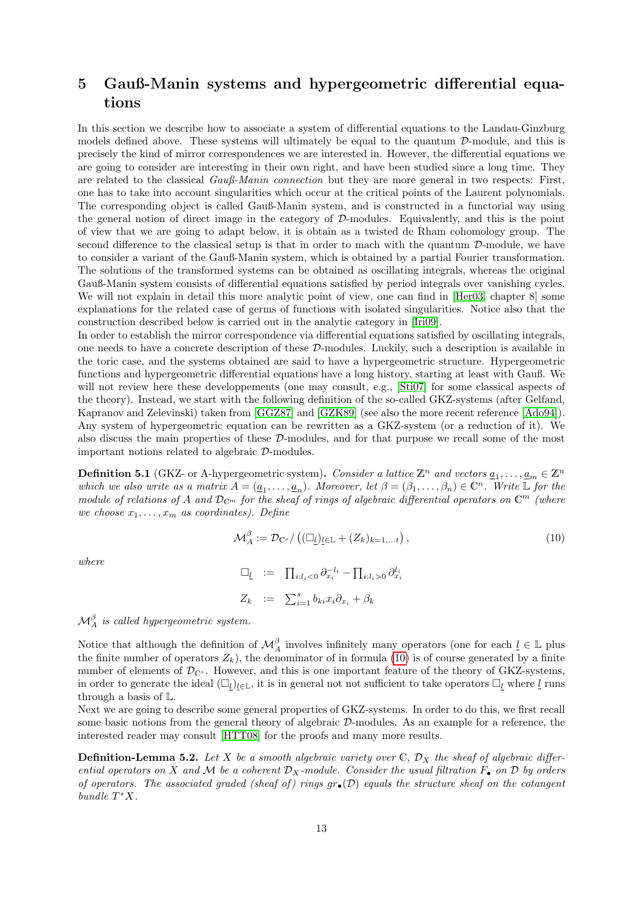# 5 Gauß-Manin systems and hypergeometric differential equations

In this section we describe how to associate a system of differential equations to the Landau-Ginzburg models defined above. These systems will ultimately be equal to the quantum $\mathcal{D}$-module, and this is precisely the kind of mirror correspondences we are interested in. However, the differential equations we are going to consider are interesting in their own right, and have been studied since a long time. They are related to the classical *Gauß-Manin connection* but they are more general in two respects: First, one has to take into account singularities which occur at the critical points of the Laurent polynomials. The corresponding object is called Gauß-Manin system, and is constructed in a functorial way using the general notion of direct image in the category of $\mathcal{D}$-modules. Equivalently, and this is the point of view that we are going to adapt below, it is obtain as a twisted de Rham cohomology group. The second difference to the classical setup is that in order to mach with the quantum $\mathcal{D}$-module, we have to consider a variant of the Gauß-Manin system, which is obtained by a partial Fourier transformation. The solutions of the transformed systems can be obtained as oscillating integrals, whereas the original Gauß-Manin system consists of differential equations satisfied by period integrals over vanishing cycles. We will not explain in detail this more analytic point of view, one can find in [Her03, chapter 8] some explanations for the related case of germs of functions with isolated singularities. Notice also that the construction described below is carried out in the analytic category in [Iri09].

In order to establish the mirror correspondence via differential equations satisfied by oscillating integrals, one needs to have a concrete description of these $\mathcal{D}$-modules. Luckily, such a description is available in the toric case, and the systems obtained are said to have a hypergeometric structure. Hypergeometric functions and hypergeometric differential equations have a long history, starting at least with Gauß. We will not review here these developpements (one may consult, e.g., [Sti07] for some classical aspects of the theory). Instead, we start with the following definition of the so-called GKZ-systems (after Gelfand, Kapranov and Zelevinski) taken from [GGZ87] and [GZK89] (see also the more recent reference [Ado94]). Any system of hypergeometric equation can be rewritten as a GKZ-system (or a reduction of it). We also discuss the main properties of these $\mathcal{D}$-modules, and for that purpose we recall some of the most important notions related to algebraic $\mathcal{D}$-modules.

**Definition 5.1** (GKZ- or A-hypergeometric system)**.** *Consider a lattice $\mathbb{Z}^n$ and vectors $\underline{a}_1, \ldots, \underline{a}_m \in \mathbb{Z}^n$ which we also write as a matrix $A = (\underline{a}_1, \ldots, \underline{a}_n)$. Moreover, let $\beta = (\beta_1, \ldots, \beta_n) \in \mathbb{C}^n$. Write $\mathbb{L}$ for the module of relations of $A$ and $\mathcal{D}_{\mathbb{C}^m}$ for the sheaf of rings of algebraic differential operators on $\mathbb{C}^m$ (where we choose $x_1, \ldots, x_m$ as coordinates). Define*

$$\mathcal{M}_A^\beta := \mathcal{D}_{\mathbb{C}^s} / \left( (\Box_{\underline{l}})_{\underline{l} \in \mathbb{L}} + (Z_k)_{k=1,\ldots t} \right), \tag{10}$$

*where*

$$\begin{aligned} \Box_{\underline{l}} &:= \prod_{i: l_i < 0} \partial_{x_i}^{-l_i} - \prod_{i: l_i > 0} \partial_{x_i}^{l_i} \\ Z_k &:= \sum_{i=1}^s b_{ki} x_i \partial_{x_i} + \beta_k \end{aligned}$$

*$\mathcal{M}_A^\beta$ is called hypergeometric system.*

Notice that although the definition of $\mathcal{M}_A^\beta$ involves infinitely many operators (one for each $\underline{l} \in \mathbb{L}$ plus the finite number of operators $Z_k$), the denominator of in formula (10) is of course generated by a finite number of elements of $\mathcal{D}_{\mathbb{C}^s}$. However, and this is one important feature of the theory of GKZ-systems, in order to generate the ideal $(\Box_{\underline{l}})_{\underline{l} \in \mathbb{L}}$, it is in general not not sufficient to take operators $\Box_{\underline{l}}$ where $\underline{l}$ runs through a basis of $\mathbb{L}$.

Next we are going to describe some general properties of GKZ-systems. In order to do this, we first recall some basic notions from the general theory of algebraic $\mathcal{D}$-modules. As an example for a reference, the interested reader may consult [HTT08] for the proofs and many more results.

**Definition-Lemma 5.2.** *Let $X$ be a smooth algebraic variety over $\mathbb{C}$, $\mathcal{D}_X$ the sheaf of algebraic differential operators on $X$ and $\mathcal{M}$ be a coherent $\mathcal{D}_X$-module. Consider the usual filtration $F_\bullet$ on $\mathcal{D}$ by orders of operators. The associated graded (sheaf of) rings $gr_\bullet(\mathcal{D})$ equals the structure sheaf on the cotangent bundle $T^*X$.*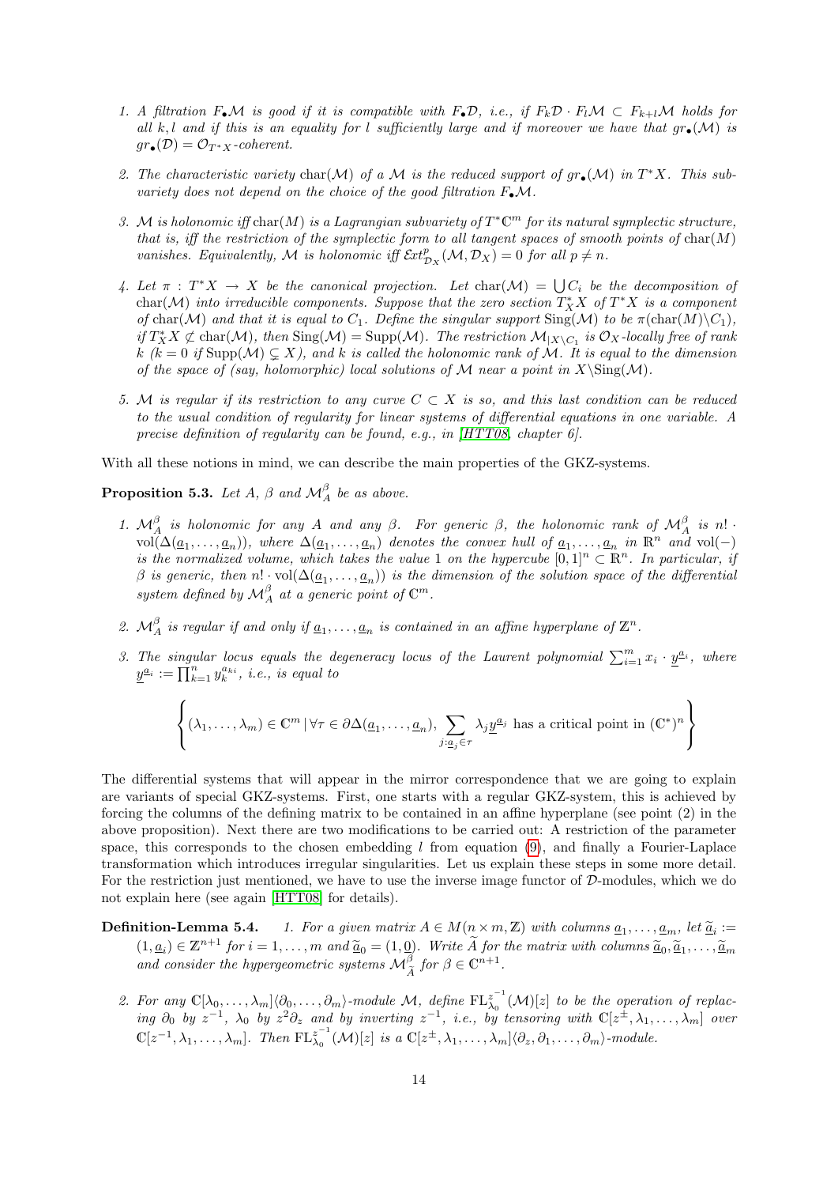1. *A filtration $F_\bullet\mathcal{M}$ is good if it is compatible with $F_\bullet\mathcal{D}$, i.e., if $F_k\mathcal{D}\cdot F_l\mathcal{M}\subset F_{k+l}\mathcal{M}$ holds for all $k,l$ and if this is an equality for $l$ sufficiently large and if moreover we have that $gr_\bullet(\mathcal{M})$ is $gr_\bullet(\mathcal{D})=\mathcal{O}_{T^*X}$-coherent.*

2. *The characteristic variety $\mathrm{char}(\mathcal{M})$ of a $\mathcal{M}$ is the reduced support of $gr_\bullet(\mathcal{M})$ in $T^*X$. This subvariety does not depend on the choice of the good filtration $F_\bullet\mathcal{M}$.*

3. *$\mathcal{M}$ is holonomic iff $\mathrm{char}(M)$ is a Lagrangian subvariety of $T^*\mathbb{C}^m$ for its natural symplectic structure, that is, iff the restriction of the symplectic form to all tangent spaces of smooth points of $\mathrm{char}(M)$ vanishes. Equivalently, $\mathcal{M}$ is holonomic iff $\mathcal{E}xt^p_{\mathcal{D}_X}(\mathcal{M},\mathcal{D}_X)=0$ for all $p\neq n$.*

4. *Let $\pi: T^*X\to X$ be the canonical projection. Let $\mathrm{char}(\mathcal{M})=\bigcup C_i$ be the decomposition of $\mathrm{char}(\mathcal{M})$ into irreducible components. Suppose that the zero section $T^*_XX$ of $T^*X$ is a component of $\mathrm{char}(\mathcal{M})$ and that it is equal to $C_1$. Define the singular support $\mathrm{Sing}(\mathcal{M})$ to be $\pi(\mathrm{char}(M)\backslash C_1)$, if $T^*_XX\not\subset\mathrm{char}(\mathcal{M})$, then $\mathrm{Sing}(\mathcal{M})=\mathrm{Supp}(\mathcal{M})$. The restriction $\mathcal{M}_{|X\backslash C_1}$ is $\mathcal{O}_X$-locally free of rank $k$ ($k=0$ if $\mathrm{Supp}(\mathcal{M})\subsetneq X$), and $k$ is called the holonomic rank of $\mathcal{M}$. It is equal to the dimension of the space of (say, holomorphic) local solutions of $\mathcal{M}$ near a point in $X\backslash\mathrm{Sing}(\mathcal{M})$.*

5. *$\mathcal{M}$ is regular if its restriction to any curve $C\subset X$ is so, and this last condition can be reduced to the usual condition of regularity for linear systems of differential equations in one variable. A precise definition of regularity can be found, e.g., in [HTT08, chapter 6].*

With all these notions in mind, we can describe the main properties of the GKZ-systems.

**Proposition 5.3.** *Let $A$, $\beta$ and $\mathcal{M}_A^\beta$ be as above.*

1. *$\mathcal{M}_A^\beta$ is holonomic for any $A$ and any $\beta$. For generic $\beta$, the holonomic rank of $\mathcal{M}_A^\beta$ is $n!\cdot\mathrm{vol}(\Delta(\underline{a}_1,\ldots,\underline{a}_n))$, where $\Delta(\underline{a}_1,\ldots,\underline{a}_n)$ denotes the convex hull of $\underline{a}_1,\ldots,\underline{a}_n$ in $\mathbb{R}^n$ and $\mathrm{vol}(-)$ is the normalized volume, which takes the value 1 on the hypercube $[0,1]^n\subset\mathbb{R}^n$. In particular, if $\beta$ is generic, then $n!\cdot\mathrm{vol}(\Delta(\underline{a}_1,\ldots,\underline{a}_n))$ is the dimension of the solution space of the differential system defined by $\mathcal{M}_A^\beta$ at a generic point of $\mathbb{C}^m$.*

2. *$\mathcal{M}_A^\beta$ is regular if and only if $\underline{a}_1,\ldots,\underline{a}_n$ is contained in an affine hyperplane of $\mathbb{Z}^n$.*

3. *The singular locus equals the degeneracy locus of the Laurent polynomial $\sum_{i=1}^m x_i\cdot\underline{y}^{\underline{a}_i}$, where $\underline{y}^{\underline{a}_i}:=\prod_{k=1}^n y_k^{a_{ki}}$, i.e., is equal to*

$$\left\{(\lambda_1,\ldots,\lambda_m)\in\mathbb{C}^m\,|\,\forall\tau\in\partial\Delta(\underline{a}_1,\ldots,\underline{a}_n),\ \sum_{j:\underline{a}_j\in\tau}\lambda_j\underline{y}^{\underline{a}_j}\text{ has a critical point in }(\mathbb{C}^*)^n\right\}$$

The differential systems that will appear in the mirror correspondence that we are going to explain are variants of special GKZ-systems. First, one starts with a regular GKZ-system, this is achieved by forcing the columns of the defining matrix to be contained in an affine hyperplane (see point (2) in the above proposition). Next there are two modifications to be carried out: A restriction of the parameter space, this corresponds to the chosen embedding $l$ from equation (9), and finally a Fourier-Laplace transformation which introduces irregular singularities. Let us explain these steps in some more detail. For the restriction just mentioned, we have to use the inverse image functor of $\mathcal{D}$-modules, which we do not explain here (see again [HTT08] for details).

**Definition-Lemma 5.4.** 1. *For a given matrix $A\in M(n\times m,\mathbb{Z})$ with columns $\underline{a}_1,\ldots,\underline{a}_m$, let $\widetilde{\underline{a}}_i:=(1,\underline{a}_i)\in\mathbb{Z}^{n+1}$ for $i=1,\ldots,m$ and $\widetilde{\underline{a}}_0=(1,\underline{0})$. Write $\widetilde{A}$ for the matrix with columns $\widetilde{\underline{a}}_0,\widetilde{\underline{a}}_1,\ldots,\widetilde{\underline{a}}_m$ and consider the hypergeometric systems $\mathcal{M}_{\widetilde{A}}^\beta$ for $\beta\in\mathbb{C}^{n+1}$.*

2. *For any $\mathbb{C}[\lambda_0,\ldots,\lambda_m]\langle\partial_0,\ldots,\partial_m\rangle$-module $\mathcal{M}$, define $\mathrm{FL}_{\lambda_0}^{z^{-1}}(\mathcal{M})[z]$ to be the operation of replacing $\partial_0$ by $z^{-1}$, $\lambda_0$ by $z^2\partial_z$ and by inverting $z^{-1}$, i.e., by tensoring with $\mathbb{C}[z^\pm,\lambda_1,\ldots,\lambda_m]$ over $\mathbb{C}[z^{-1},\lambda_1,\ldots,\lambda_m]$. Then $\mathrm{FL}_{\lambda_0}^{z^{-1}}(\mathcal{M})[z]$ is a $\mathbb{C}[z^\pm,\lambda_1,\ldots,\lambda_m]\langle\partial_z,\partial_1,\ldots,\partial_m\rangle$-module.*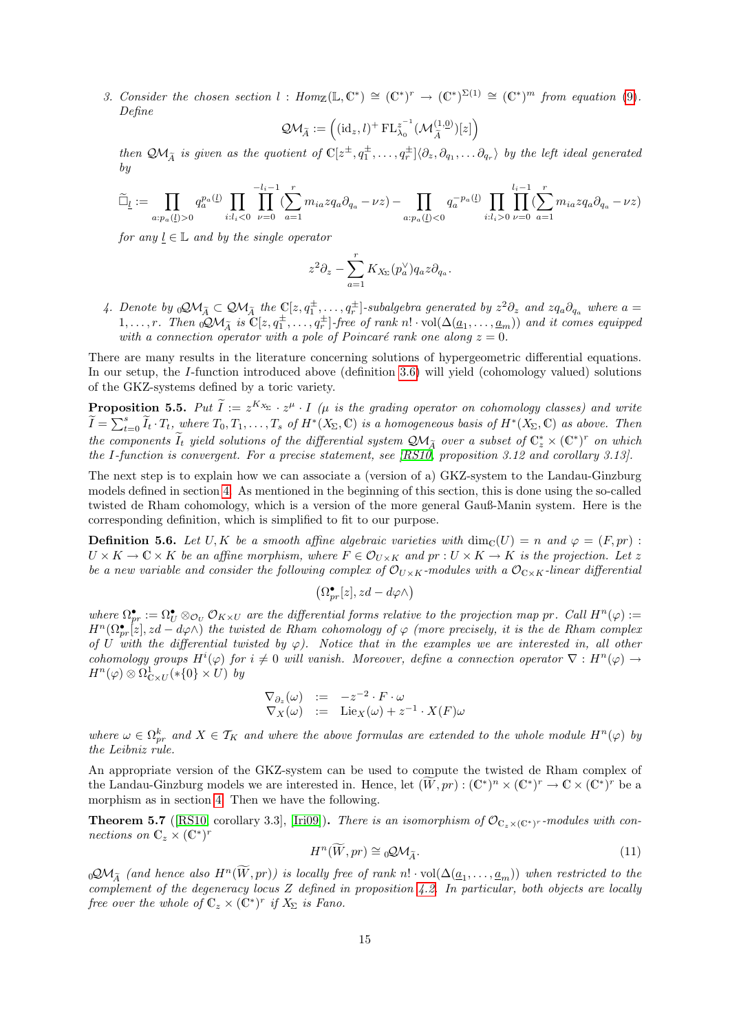3. *Consider the chosen section $l : Hom_{\mathbb{Z}}(\mathbb{L}, \mathbb{C}^*) \cong (\mathbb{C}^*)^r \to (\mathbb{C}^*)^{\Sigma(1)} \cong (\mathbb{C}^*)^m$ from equation (9). Define*

$$\mathcal{QM}_{\widetilde{A}} := \left( (\mathrm{id}_z, l)^+ \, \mathrm{FL}_{\lambda_0}^{z^{-1}} (\mathcal{M}_{\widetilde{A}}^{(1,0)})[z] \right)$$

*then $\mathcal{QM}_{\widetilde{A}}$ is given as the quotient of $\mathbb{C}[z^{\pm}, q_1^{\pm}, \ldots, q_r^{\pm}]\langle \partial_z, \partial_{q_1}, \ldots \partial_{q_r} \rangle$ by the left ideal generated by*

$$\widetilde{\Box}_{\underline{l}} := \prod_{a: p_a(\underline{l})>0} q_a^{p_a(\underline{l})} \prod_{i: l_i<0} \prod_{\nu=0}^{-l_i-1} (\sum_{a=1}^r m_{ia} z q_a \partial_{q_a} - \nu z) - \prod_{a: p_a(\underline{l})<0} q_a^{-p_a(\underline{l})} \prod_{i: l_i>0} \prod_{\nu=0}^{l_i-1} (\sum_{a=1}^r m_{ia} z q_a \partial_{q_a} - \nu z)$$

*for any $\underline{l} \in \mathbb{L}$ and by the single operator*

$$z^2 \partial_z - \sum_{a=1}^r K_{X_\Sigma}(p_a^\vee) q_a z \partial_{q_a}.$$

4. *Denote by ${}_0\mathcal{QM}_{\widetilde{A}} \subset \mathcal{QM}_{\widetilde{A}}$ the $\mathbb{C}[z, q_1^{\pm}, \ldots, q_r^{\pm}]$-subalgebra generated by $z^2\partial_z$ and $zq_a\partial_{q_a}$ where $a = 1, \ldots, r$. Then ${}_0\mathcal{QM}_{\widetilde{A}}$ is $\mathbb{C}[z, q_1^{\pm}, \ldots, q_r^{\pm}]$-free of rank $n! \cdot \mathrm{vol}(\Delta(\underline{a}_1, \ldots, \underline{a}_m))$ and it comes equipped with a connection operator with a pole of Poincaré rank one along $z = 0$.*

There are many results in the literature concerning solutions of hypergeometric differential equations. In our setup, the $I$-function introduced above (definition 3.6) will yield (cohomology valued) solutions of the GKZ-systems defined by a toric variety.

**Proposition 5.5.** *Put $\widetilde{I} := z^{K_{X_\Sigma}} \cdot z^{\mu} \cdot I$ ($\mu$ is the grading operator on cohomology classes) and write $\widetilde{I} = \sum_{t=0}^s \widetilde{I}_t \cdot T_t$, where $T_0, T_1, \ldots, T_s$ of $H^*(X_\Sigma, \mathbb{C})$ is a homogeneous basis of $H^*(X_\Sigma, \mathbb{C})$ as above. Then the components $\widetilde{I}_t$ yield solutions of the differential system $\mathcal{QM}_{\widetilde{A}}$ over a subset of $\mathbb{C}_z^* \times (\mathbb{C}^*)^r$ on which the $I$-function is convergent. For a precise statement, see [RS10, proposition 3.12 and corollary 3.13].*

The next step is to explain how we can associate a (version of a) GKZ-system to the Landau-Ginzburg models defined in section 4. As mentioned in the beginning of this section, this is done using the so-called twisted de Rham cohomology, which is a version of the more general Gauß-Manin system. Here is the corresponding definition, which is simplified to fit to our purpose.

**Definition 5.6.** *Let $U, K$ be a smooth affine algebraic varieties with $\dim_{\mathbb{C}}(U) = n$ and $\varphi = (F, pr) : U \times K \to \mathbb{C} \times K$ be an affine morphism, where $F \in \mathcal{O}_{U\times K}$ and $pr : U \times K \to K$ is the projection. Let $z$ be a new variable and consider the following complex of $\mathcal{O}_{U\times K}$-modules with a $\mathcal{O}_{\mathbb{C}\times K}$-linear differential*

$$\left(\Omega_{pr}^\bullet[z], zd - d\varphi\wedge\right)$$

*where $\Omega_{pr}^\bullet := \Omega_U^\bullet \otimes_{\mathcal{O}_U} \mathcal{O}_{K\times U}$ are the differential forms relative to the projection map $pr$. Call $H^n(\varphi) := H^n(\Omega_{pr}^\bullet[z], zd - d\varphi\wedge)$ the twisted de Rham cohomology of $\varphi$ (more precisely, it is the de Rham complex of $U$ with the differential twisted by $\varphi$). Notice that in the examples we are interested in, all other cohomology groups $H^i(\varphi)$ for $i \neq 0$ will vanish. Moreover, define a connection operator $\nabla : H^n(\varphi) \to H^n(\varphi) \otimes \Omega^1_{\mathbb{C}\times U}(*\{0\} \times U)$ by*

$$\begin{array}{rcl} \nabla_{\partial_z}(\omega) & := & -z^{-2} \cdot F \cdot \omega \\ \nabla_X(\omega) & := & \mathrm{Lie}_X(\omega) + z^{-1} \cdot X(F)\omega \end{array}$$

*where $\omega \in \Omega_{pr}^k$ and $X \in \mathcal{T}_K$ and where the above formulas are extended to the whole module $H^n(\varphi)$ by the Leibniz rule.*

An appropriate version of the GKZ-system can be used to compute the twisted de Rham complex of the Landau-Ginzburg models we are interested in. Hence, let $(\widetilde{W}, pr) : (\mathbb{C}^*)^n \times (\mathbb{C}^*)^r \to \mathbb{C} \times (\mathbb{C}^*)^r$ be a morphism as in section 4. Then we have the following.

**Theorem 5.7** ([RS10, corollary 3.3], [Iri09])**.** *There is an isomorphism of $\mathcal{O}_{\mathbb{C}_z\times(\mathbb{C}^*)^r}$-modules with connections on $\mathbb{C}_z \times (\mathbb{C}^*)^r$*

$$H^n(\widetilde{W}, pr) \cong {}_0\mathcal{QM}_{\widetilde{A}}. \tag{11}$$

*${}_0\mathcal{QM}_{\widetilde{A}}$ (and hence also $H^n(\widetilde{W}, pr)$) is locally free of rank $n! \cdot \mathrm{vol}(\Delta(\underline{a}_1, \ldots, \underline{a}_m))$ when restricted to the complement of the degeneracy locus $Z$ defined in proposition 4.2. In particular, both objects are locally free over the whole of $\mathbb{C}_z \times (\mathbb{C}^*)^r$ if $X_\Sigma$ is Fano.*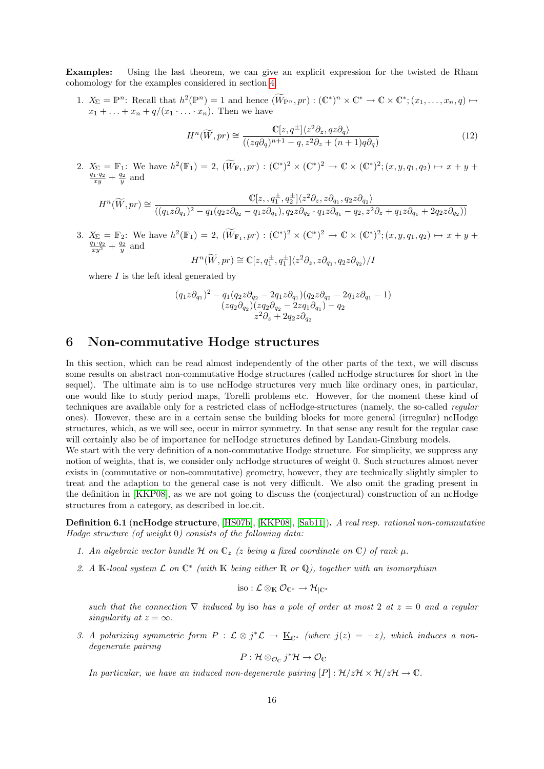**Examples:** Using the last theorem, we can give an explicit expression for the twisted de Rham cohomology for the examples considered in section 4.

1. $X_\Sigma = \mathbb{P}^n$: Recall that $h^2(\mathbb{P}^n) = 1$ and hence $(\widetilde{W}_{\mathbb{P}^n}, pr) : (\mathbb{C}^*)^n \times \mathbb{C}^* \to \mathbb{C} \times \mathbb{C}^*; (x_1, \ldots, x_n, q) \mapsto x_1 + \ldots + x_n + q/(x_1 \cdot \ldots \cdot x_n)$. Then we have

$$H^n(\widetilde{W}, pr) \cong \frac{\mathbb{C}[z, q^\pm]\langle z^2\partial_z, qz\partial_q\rangle}{((zq\partial_q)^{n+1} - q, z^2\partial_z + (n+1)q\partial_q)} \tag{12}$$

2. $X_\Sigma = \mathbb{F}_1$: We have $h^2(\mathbb{F}_1) = 2$, $(\widetilde{W}_{\mathbb{F}_1}, pr) : (\mathbb{C}^*)^2 \times (\mathbb{C}^*)^2 \to \mathbb{C} \times (\mathbb{C}^*)^2; (x, y, q_1, q_2) \mapsto x + y + \frac{q_1 \cdot q_2}{xy} + \frac{q_2}{y}$ and

$$H^n(\widetilde{W}, pr) \cong \frac{\mathbb{C}[z, , q_1^\pm, q_2^\pm]\langle z^2\partial_z, z\partial_{q_1}, q_2 z\partial_{q_2}\rangle}{((q_1 z\partial_{q_1})^2 - q_1(q_2 z\partial_{q_2} - q_1 z\partial_{q_1}), q_2 z\partial_{q_2} \cdot q_1 z\partial_{q_1} - q_2, z^2\partial_z + q_1 z\partial_{q_1} + 2q_2 z\partial_{q_2}))}$$

3. $X_\Sigma = \mathbb{F}_2$: We have $h^2(\mathbb{F}_1) = 2$, $(\widetilde{W}_{\mathbb{F}_1}, pr) : (\mathbb{C}^*)^2 \times (\mathbb{C}^*)^2 \to \mathbb{C} \times (\mathbb{C}^*)^2; (x, y, q_1, q_2) \mapsto x + y + \frac{q_1 \cdot q_2}{xy^2} + \frac{q_2}{y}$ and

$$H^n(\widetilde{W}, pr) \cong \mathbb{C}[z, q_1^\pm, q_1^\pm]\langle z^2\partial_z, z\partial_{q_1}, q_2 z\partial_{q_2}\rangle / I$$

where $I$ is the left ideal generated by

$$\begin{gathered}(q_1 z\partial_{q_1})^2 - q_1(q_2 z\partial_{q_2} - 2q_1 z\partial_{q_1})(q_2 z\partial_{q_2} - 2q_1 z\partial_{q_1} - 1) \\ (zq_2\partial_{q_2})(zq_2\partial_{q_2} - 2zq_1\partial_{q_1}) - q_2 \\ z^2\partial_z + 2q_2 z\partial_{q_2}\end{gathered}$$

# 6 Non-commutative Hodge structures

In this section, which can be read almost independently of the other parts of the text, we will discuss some results on abstract non-commutative Hodge structures (called ncHodge structures for short in the sequel). The ultimate aim is to use ncHodge structures very much like ordinary ones, in particular, one would like to study period maps, Torelli problems etc. However, for the moment these kind of techniques are available only for a restricted class of ncHodge-structures (namely, the so-called *regular* ones). However, these are in a certain sense the building blocks for more general (irregular) ncHodge structures, which, as we will see, occur in mirror symmetry. In that sense any result for the regular case will certainly also be of importance for ncHodge structures defined by Landau-Ginzburg models.
We start with the very definition of a non-commutative Hodge structure. For simplicity, we suppress any notion of weights, that is, we consider only ncHodge structures of weight 0. Such structures almost never exists in (commutative or non-commutative) geometry, however, they are technically slightly simpler to treat and the adaption to the general case is not very difficult. We also omit the grading present in the definition in [KKP08], as we are not going to discuss the (conjectural) construction of an ncHodge structures from a category, as described in loc.cit.

**Definition 6.1** (**ncHodge structure**, [HS07b], [KKP08], [Sab11]). *A real resp. rational non-commutative Hodge structure (of weight 0) consists of the following data:*

1. *An algebraic vector bundle $\mathcal{H}$ on $\mathbb{C}_z$ ($z$ being a fixed coordinate on $\mathbb{C}$) of rank $\mu$.*
2. *A $\mathbb{K}$-local system $\mathcal{L}$ on $\mathbb{C}^*$ (with $\mathbb{K}$ being either $\mathbb{R}$ or $\mathbb{Q}$), together with an isomorphism*

$$\text{iso} : \mathcal{L} \otimes_{\mathbb{K}} \mathcal{O}_{\mathbb{C}^*} \to \mathcal{H}_{|\mathbb{C}^*}$$

*such that the connection $\nabla$ induced by* iso *has a pole of order at most 2 at $z = 0$ and a regular singularity at $z = \infty$.*

3. *A polarizing symmetric form $P : \mathcal{L} \otimes j^*\mathcal{L} \to \underline{\mathbb{K}}_{\mathbb{C}^*}$ (where $j(z) = -z$), which induces a non-degenerate pairing*

$$P : \mathcal{H} \otimes_{\mathcal{O}_\mathbb{C}} j^*\mathcal{H} \to \mathcal{O}_\mathbb{C}$$

*In particular, we have an induced non-degenerate pairing $[P] : \mathcal{H}/z\mathcal{H} \times \mathcal{H}/z\mathcal{H} \to \mathbb{C}$.*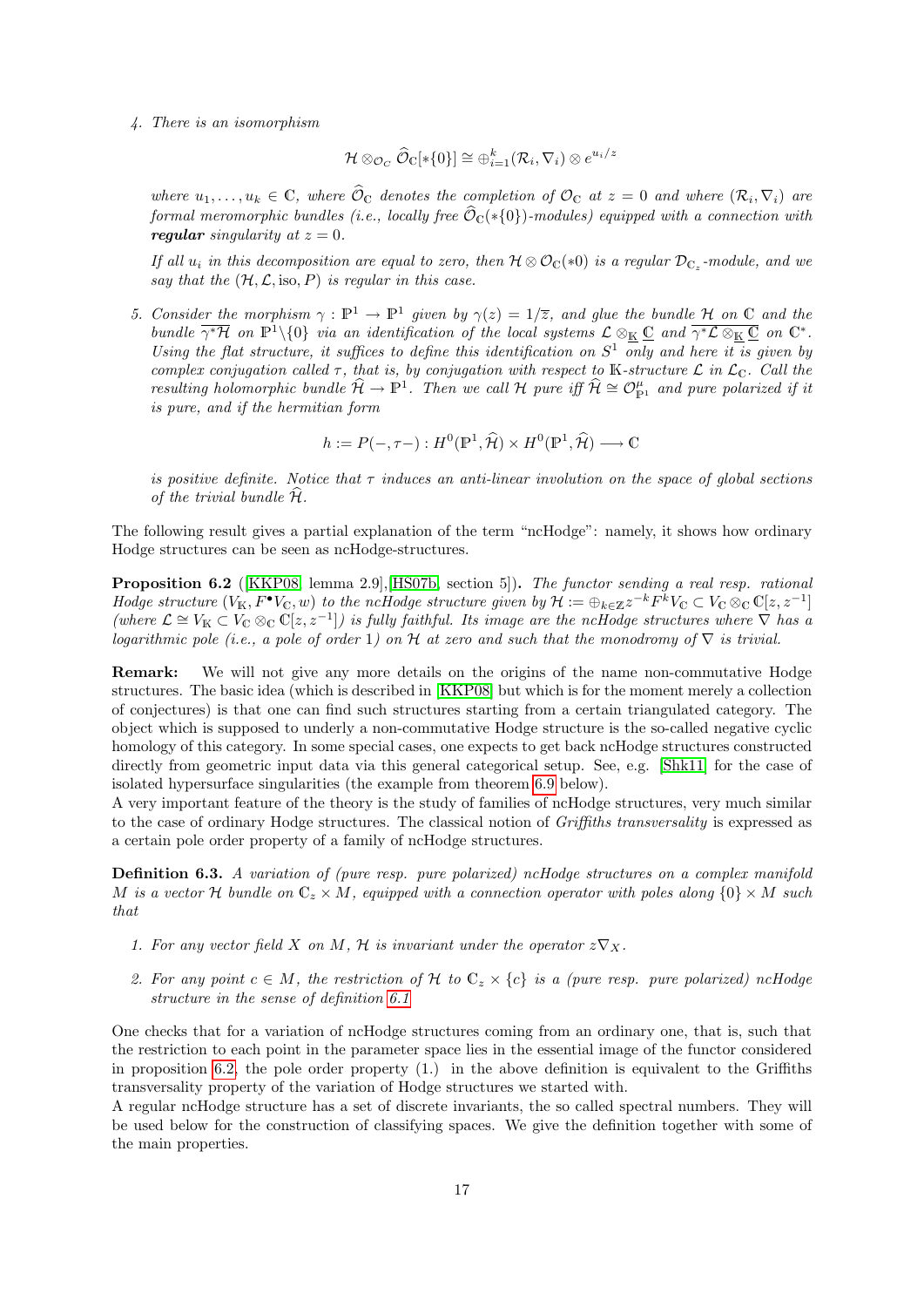4. *There is an isomorphism*

$$\mathcal{H} \otimes_{\mathcal{O}_C} \widehat{\mathcal{O}}_{\mathbb{C}}[*\{0\}] \cong \oplus_{i=1}^{k} (\mathcal{R}_i, \nabla_i) \otimes e^{u_i/z}$$

*where $u_1, \ldots, u_k \in \mathbb{C}$, where $\widehat{\mathcal{O}}_{\mathbb{C}}$ denotes the completion of $\mathcal{O}_{\mathbb{C}}$ at $z = 0$ and where $(\mathcal{R}_i, \nabla_i)$ are formal meromorphic bundles (i.e., locally free $\widehat{\mathcal{O}}_{\mathbb{C}}(*\{0\})$-modules) equipped with a connection with* ***regular*** *singularity at $z = 0$.*

*If all $u_i$ in this decomposition are equal to zero, then $\mathcal{H} \otimes \mathcal{O}_{\mathbb{C}}(*0)$ is a regular $\mathcal{D}_{\mathbb{C}_z}$-module, and we say that the $(\mathcal{H}, \mathcal{L}, \mathrm{iso}, P)$ is regular in this case.*

5. *Consider the morphism $\gamma : \mathbb{P}^1 \to \mathbb{P}^1$ given by $\gamma(z) = 1/\overline{z}$, and glue the bundle $\mathcal{H}$ on $\mathbb{C}$ and the bundle $\overline{\gamma^* \mathcal{H}}$ on $\mathbb{P}^1 \backslash \{0\}$ via an identification of the local systems $\mathcal{L} \otimes_{\underline{\mathbb{K}}} \underline{\mathbb{C}}$ and $\overline{\gamma^* \mathcal{L} \otimes_{\underline{\mathbb{K}}} \underline{\mathbb{C}}}$ on $\mathbb{C}^*$. Using the flat structure, it suffices to define this identification on $S^1$ only and here it is given by complex conjugation called $\tau$, that is, by conjugation with respect to $\mathbb{K}$-structure $\mathcal{L}$ in $\mathcal{L}_{\mathbb{C}}$. Call the resulting holomorphic bundle $\widehat{\mathcal{H}} \to \mathbb{P}^1$. Then we call $\mathcal{H}$ pure iff $\widehat{\mathcal{H}} \cong \mathcal{O}_{\mathbb{P}^1}^{\mu}$ and pure polarized if it is pure, and if the hermitian form*

$$h := P(-, \tau -) : H^0(\mathbb{P}^1, \widehat{\mathcal{H}}) \times H^0(\mathbb{P}^1, \widehat{\mathcal{H}}) \longrightarrow \mathbb{C}$$

*is positive definite. Notice that $\tau$ induces an anti-linear involution on the space of global sections of the trivial bundle $\widehat{\mathcal{H}}$.*

The following result gives a partial explanation of the term "ncHodge": namely, it shows how ordinary Hodge structures can be seen as ncHodge-structures.

**Proposition 6.2** ([KKP08, lemma 2.9],[HS07b, section 5]). *The functor sending a real resp. rational Hodge structure $(V_{\mathbb{K}}, F^\bullet V_{\mathbb{C}}, w)$ to the ncHodge structure given by $\mathcal{H} := \oplus_{k \in \mathbb{Z}} z^{-k} F^k V_{\mathbb{C}} \subset V_{\mathbb{C}} \otimes_{\mathbb{C}} \mathbb{C}[z, z^{-1}]$ (where $\mathcal{L} \cong V_{\mathbb{K}} \subset V_{\mathbb{C}} \otimes_{\mathbb{C}} \mathbb{C}[z, z^{-1}]$) is fully faithful. Its image are the ncHodge structures where $\nabla$ has a logarithmic pole (i.e., a pole of order 1) on $\mathcal{H}$ at zero and such that the monodromy of $\nabla$ is trivial.*

**Remark:** We will not give any more details on the origins of the name non-commutative Hodge structures. The basic idea (which is described in [KKP08] but which is for the moment merely a collection of conjectures) is that one can find such structures starting from a certain triangulated category. The object which is supposed to underly a non-commutative Hodge structure is the so-called negative cyclic homology of this category. In some special cases, one expects to get back ncHodge structures constructed directly from geometric input data via this general categorical setup. See, e.g. [Shk11] for the case of isolated hypersurface singularities (the example from theorem 6.9 below).
A very important feature of the theory is the study of families of ncHodge structures, very much similar to the case of ordinary Hodge structures. The classical notion of *Griffiths transversality* is expressed as a certain pole order property of a family of ncHodge structures.

**Definition 6.3.** *A variation of (pure resp. pure polarized) ncHodge structures on a complex manifold $M$ is a vector $\mathcal{H}$ bundle on $\mathbb{C}_z \times M$, equipped with a connection operator with poles along $\{0\} \times M$ such that*

1. *For any vector field $X$ on $M$, $\mathcal{H}$ is invariant under the operator $z\nabla_X$.*
2. *For any point $c \in M$, the restriction of $\mathcal{H}$ to $\mathbb{C}_z \times \{c\}$ is a (pure resp. pure polarized) ncHodge structure in the sense of definition 6.1*

One checks that for a variation of ncHodge structures coming from an ordinary one, that is, such that the restriction to each point in the parameter space lies in the essential image of the functor considered in proposition 6.2, the pole order property (1.) in the above definition is equivalent to the Griffiths transversality property of the variation of Hodge structures we started with.
A regular ncHodge structure has a set of discrete invariants, the so called spectral numbers. They will be used below for the construction of classifying spaces. We give the definition together with some of the main properties.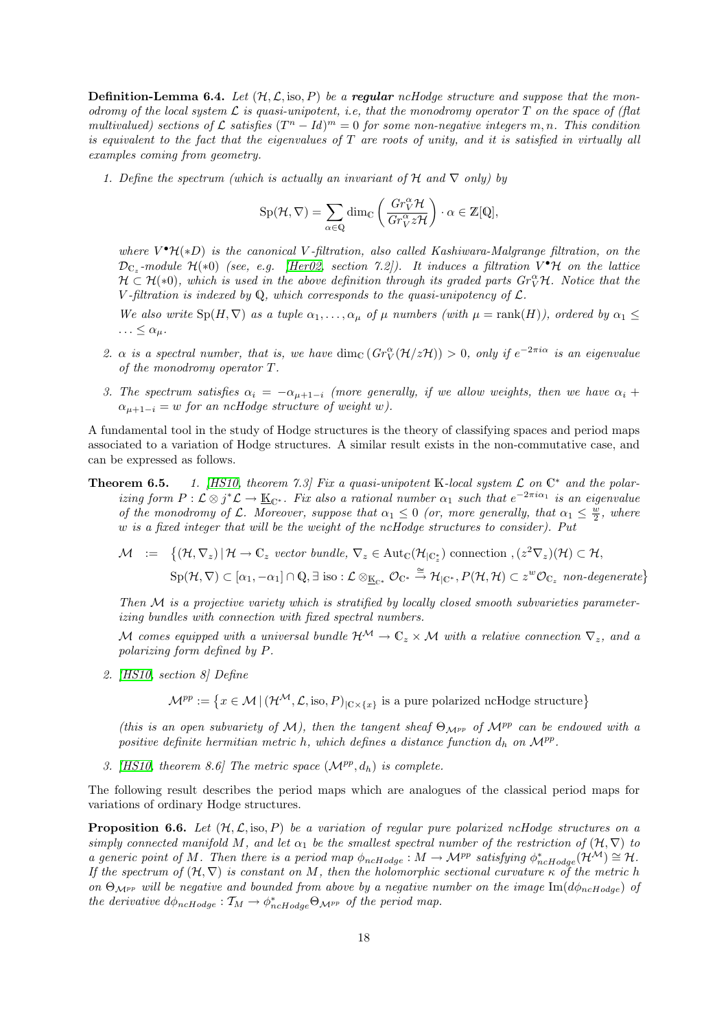**Definition-Lemma 6.4.** *Let $(\mathcal{H}, \mathcal{L}, \text{iso}, P)$ be a* ***regular*** *ncHodge structure and suppose that the monodromy of the local system $\mathcal{L}$ is quasi-unipotent, i.e, that the monodromy operator $T$ on the space of (flat multivalued) sections of $\mathcal{L}$ satisfies $(T^n - Id)^m = 0$ for some non-negative integers $m, n$. This condition is equivalent to the fact that the eigenvalues of $T$ are roots of unity, and it is satisfied in virtually all examples coming from geometry.*

1. *Define the spectrum (which is actually an invariant of $\mathcal{H}$ and $\nabla$ only) by*

$$\text{Sp}(\mathcal{H}, \nabla) = \sum_{\alpha \in \mathbb{Q}} \dim_{\mathbb{C}} \left( \frac{Gr_V^\alpha \mathcal{H}}{Gr_V^\alpha z\mathcal{H}} \right) \cdot \alpha \in \mathbb{Z}[\mathbb{Q}],$$

   *where $V^\bullet \mathcal{H}(*D)$ is the canonical $V$-filtration, also called Kashiwara-Malgrange filtration, on the $\mathcal{D}_{\mathbb{C}_z}$-module $\mathcal{H}(*0)$ (see, e.g. [Her02, section 7.2]). It induces a filtration $V^\bullet \mathcal{H}$ on the lattice $\mathcal{H} \subset \mathcal{H}(*0)$, which is used in the above definition through its graded parts $Gr_V^\alpha \mathcal{H}$. Notice that the $V$-filtration is indexed by $\mathbb{Q}$, which corresponds to the quasi-unipotency of $\mathcal{L}$.*

   *We also write $\text{Sp}(H, \nabla)$ as a tuple $\alpha_1, \ldots, \alpha_\mu$ of $\mu$ numbers (with $\mu = \text{rank}(H)$), ordered by $\alpha_1 \leq \ldots \leq \alpha_\mu$.*

2. *$\alpha$ is a spectral number, that is, we have $\dim_{\mathbb{C}} (Gr_V^\alpha(\mathcal{H}/z\mathcal{H})) > 0$, only if $e^{-2\pi i \alpha}$ is an eigenvalue of the monodromy operator $T$.*

3. *The spectrum satisfies $\alpha_i = -\alpha_{\mu+1-i}$ (more generally, if we allow weights, then we have $\alpha_i + \alpha_{\mu+1-i} = w$ for an ncHodge structure of weight $w$).*

A fundamental tool in the study of Hodge structures is the theory of classifying spaces and period maps associated to a variation of Hodge structures. A similar result exists in the non-commutative case, and can be expressed as follows.

**Theorem 6.5.** 1. *[HS10, theorem 7.3] Fix a quasi-unipotent $\mathbb{K}$-local system $\mathcal{L}$ on $\mathbb{C}^*$ and the polarizing form $P : \mathcal{L} \otimes j^*\mathcal{L} \to \underline{\mathbb{K}}_{\mathbb{C}^*}$. Fix also a rational number $\alpha_1$ such that $e^{-2\pi i \alpha_1}$ is an eigenvalue of the monodromy of $\mathcal{L}$. Moreover, suppose that $\alpha_1 \leq 0$ (or, more generally, that $\alpha_1 \leq \frac{w}{2}$, where $w$ is a fixed integer that will be the weight of the ncHodge structures to consider). Put*

$$\begin{aligned} \mathcal{M} \ :=\ & \big\{(\mathcal{H}, \nabla_z) \,|\, \mathcal{H} \to \mathbb{C}_z \text{ vector bundle, } \nabla_z \in \text{Aut}_{\mathbb{C}}(\mathcal{H}_{|\mathbb{C}_z^*}) \text{ connection }, (z^2\nabla_z)(\mathcal{H}) \subset \mathcal{H}, \\ & \text{Sp}(\mathcal{H}, \nabla) \subset [\alpha_1, -\alpha_1] \cap \mathbb{Q}, \exists \text{ iso} : \mathcal{L} \otimes_{\underline{\mathbb{K}}_{\mathbb{C}^*}} \mathcal{O}_{\mathbb{C}^*} \xrightarrow{\cong} \mathcal{H}_{|\mathbb{C}^*}, P(\mathcal{H}, \mathcal{H}) \subset z^w \mathcal{O}_{\mathbb{C}_z} \text{ non-degenerate}\big\} \end{aligned}$$

   *Then $\mathcal{M}$ is a projective variety which is stratified by locally closed smooth subvarieties parameterizing bundles with connection with fixed spectral numbers.*

   *$\mathcal{M}$ comes equipped with a universal bundle $\mathcal{H}^{\mathcal{M}} \to \mathbb{C}_z \times \mathcal{M}$ with a relative connection $\nabla_z$, and a polarizing form defined by $P$.*

2. *[HS10, section 8] Define*

$$\mathcal{M}^{pp} := \big\{x \in \mathcal{M} \,|\, (\mathcal{H}^{\mathcal{M}}, \mathcal{L}, \text{iso}, P)_{|\mathbb{C} \times \{x\}} \text{ is a pure polarized ncHodge structure}\big\}$$

   *(this is an open subvariety of $\mathcal{M}$), then the tangent sheaf $\Theta_{\mathcal{M}^{pp}}$ of $\mathcal{M}^{pp}$ can be endowed with a positive definite hermitian metric $h$, which defines a distance function $d_h$ on $\mathcal{M}^{pp}$.*

3. *[HS10, theorem 8.6] The metric space $(\mathcal{M}^{pp}, d_h)$ is complete.*

The following result describes the period maps which are analogues of the classical period maps for variations of ordinary Hodge structures.

**Proposition 6.6.** *Let $(\mathcal{H}, \mathcal{L}, \text{iso}, P)$ be a variation of regular pure polarized ncHodge structures on a simply connected manifold $M$, and let $\alpha_1$ be the smallest spectral number of the restriction of $(\mathcal{H}, \nabla)$ to a generic point of $M$. Then there is a period map $\phi_{ncHodge} : M \to \mathcal{M}^{pp}$ satisfying $\phi^*_{ncHodge}(\mathcal{H}^{\mathcal{M}}) \cong \mathcal{H}$. If the spectrum of $(\mathcal{H}, \nabla)$ is constant on $M$, then the holomorphic sectional curvature $\kappa$ of the metric $h$ on $\Theta_{\mathcal{M}^{pp}}$ will be negative and bounded from above by a negative number on the image $\text{Im}(d\phi_{ncHodge})$ of the derivative $d\phi_{ncHodge} : \mathcal{T}_M \to \phi^*_{ncHodge}\Theta_{\mathcal{M}^{pp}}$ of the period map.*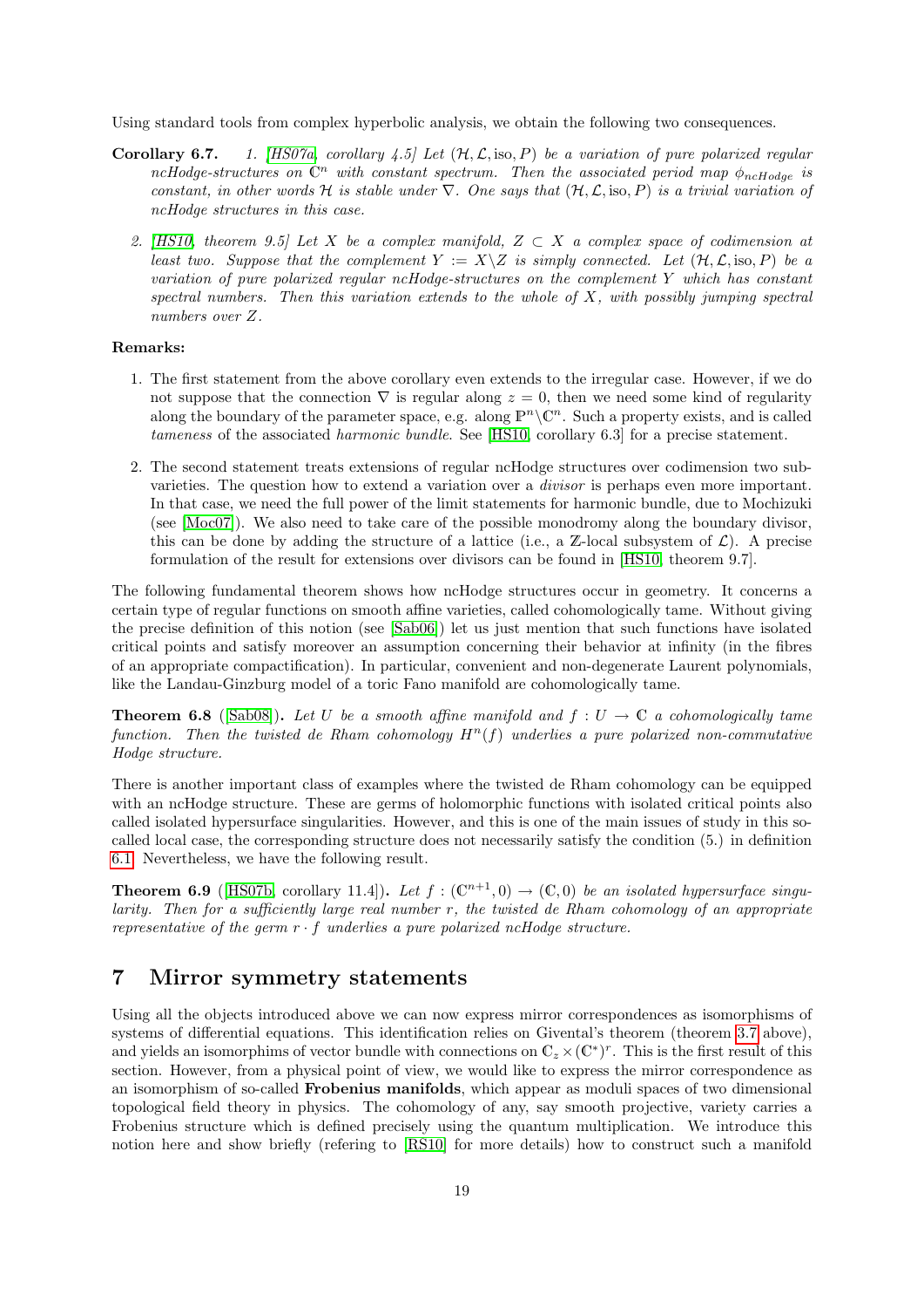Using standard tools from complex hyperbolic analysis, we obtain the following two consequences.

**Corollary 6.7.** 1. *[HS07a, corollary 4.5] Let $(\mathcal{H}, \mathcal{L}, \text{iso}, P)$ be a variation of pure polarized regular ncHodge-structures on $\mathbb{C}^n$ with constant spectrum. Then the associated period map $\phi_{ncHodge}$ is constant, in other words $\mathcal{H}$ is stable under $\nabla$. One says that $(\mathcal{H}, \mathcal{L}, \text{iso}, P)$ is a trivial variation of ncHodge structures in this case.*

2. *[HS10, theorem 9.5] Let $X$ be a complex manifold, $Z \subset X$ a complex space of codimension at least two. Suppose that the complement $Y := X \backslash Z$ is simply connected. Let $(\mathcal{H}, \mathcal{L}, \text{iso}, P)$ be a variation of pure polarized regular ncHodge-structures on the complement $Y$ which has constant spectral numbers. Then this variation extends to the whole of $X$, with possibly jumping spectral numbers over $Z$.*

**Remarks:**

1. The first statement from the above corollary even extends to the irregular case. However, if we do not suppose that the connection $\nabla$ is regular along $z = 0$, then we need some kind of regularity along the boundary of the parameter space, e.g. along $\mathbb{P}^n \backslash \mathbb{C}^n$. Such a property exists, and is called *tameness* of the associated *harmonic bundle*. See [HS10, corollary 6.3] for a precise statement.

2. The second statement treats extensions of regular ncHodge structures over codimension two subvarieties. The question how to extend a variation over a *divisor* is perhaps even more important. In that case, we need the full power of the limit statements for harmonic bundle, due to Mochizuki (see [Moc07]). We also need to take care of the possible monodromy along the boundary divisor, this can be done by adding the structure of a lattice (i.e., a $\mathbb{Z}$-local subsystem of $\mathcal{L}$). A precise formulation of the result for extensions over divisors can be found in [HS10, theorem 9.7].

The following fundamental theorem shows how ncHodge structures occur in geometry. It concerns a certain type of regular functions on smooth affine varieties, called cohomologically tame. Without giving the precise definition of this notion (see [Sab06]) let us just mention that such functions have isolated critical points and satisfy moreover an assumption concerning their behavior at infinity (in the fibres of an appropriate compactification). In particular, convenient and non-degenerate Laurent polynomials, like the Landau-Ginzburg model of a toric Fano manifold are cohomologically tame.

**Theorem 6.8** ([Sab08])**.** *Let $U$ be a smooth affine manifold and $f : U \to \mathbb{C}$ a cohomologically tame function. Then the twisted de Rham cohomology $H^n(f)$ underlies a pure polarized non-commutative Hodge structure.*

There is another important class of examples where the twisted de Rham cohomology can be equipped with an ncHodge structure. These are germs of holomorphic functions with isolated critical points also called isolated hypersurface singularities. However, and this is one of the main issues of study in this so-called local case, the corresponding structure does not necessarily satisfy the condition (5.) in definition 6.1. Nevertheless, we have the following result.

**Theorem 6.9** ([HS07b, corollary 11.4])**.** *Let $f : (\mathbb{C}^{n+1}, 0) \to (\mathbb{C}, 0)$ be an isolated hypersurface singularity. Then for a sufficiently large real number $r$, the twisted de Rham cohomology of an appropriate representative of the germ $r \cdot f$ underlies a pure polarized ncHodge structure.*

# 7 Mirror symmetry statements

Using all the objects introduced above we can now express mirror correspondences as isomorphisms of systems of differential equations. This identification relies on Givental's theorem (theorem 3.7 above), and yields an isomorphims of vector bundle with connections on $\mathbb{C}_z \times (\mathbb{C}^*)^r$. This is the first result of this section. However, from a physical point of view, we would like to express the mirror correspondence as an isomorphism of so-called **Frobenius manifolds**, which appear as moduli spaces of two dimensional topological field theory in physics. The cohomology of any, say smooth projective, variety carries a Frobenius structure which is defined precisely using the quantum multiplication. We introduce this notion here and show briefly (refering to [RS10] for more details) how to construct such a manifold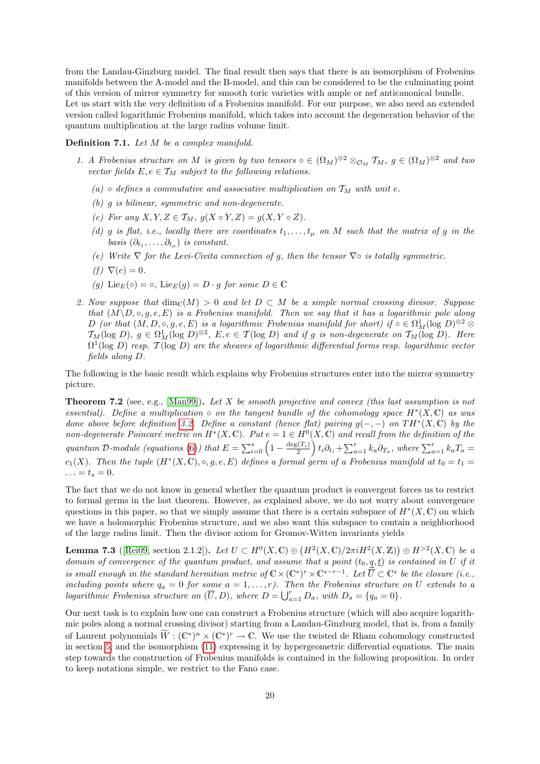from the Landau-Ginzburg model. The final result then says that there is an isomorphism of Frobenius manifolds between the A-model and the B-model, and this can be considered to be the culminating point of this version of mirror symmetry for smooth toric varieties with ample or nef anticanonical bundle.

Let us start with the very definition of a Frobenius manifold. For our purpose, we also need an extended version called logarithmic Frobenius manifold, which takes into account the degeneration behavior of the quantum multiplication at the large radius volume limit.

**Definition 7.1.** *Let $M$ be a complex manifold.*

1. *A Frobenius structure on $M$ is given by two tensors $\circ \in (\Omega_M)^{\otimes 2} \otimes_{\mathcal{O}_M} \mathcal{T}_M$, $g \in (\Omega_M)^{\otimes 2}$ and two vector fields $E, e \in \mathcal{T}_M$ subject to the following relations.*
   - *(a) $\circ$ defines a commutative and associative multiplication on $\mathcal{T}_M$ with unit $e$.*
   - *(b) $g$ is bilinear, symmetric and non-degenerate.*
   - *(c) For any $X, Y, Z \in \mathcal{T}_M$, $g(X \circ Y, Z) = g(X, Y \circ Z)$.*
   - *(d) $g$ is flat, i.e., locally there are coordinates $t_1, \ldots, t_\mu$ on $M$ such that the matrix of $g$ in the basis $(\partial_{t_1}, \ldots, \partial_{t_\mu})$ is constant.*
   - *(e) Write $\nabla$ for the Levi-Civita connection of $g$, then the tensor $\nabla\circ$ is totally symmetric.*
   - *(f) $\nabla(e) = 0$.*
   - *(g) $\mathrm{Lie}_E(\circ) = \circ$, $\mathrm{Lie}_E(g) = D \cdot g$ for some $D \in \mathbb{C}$*
2. *Now suppose that $\dim_{\mathbb{C}}(M) > 0$ and let $D \subset M$ be a simple normal crossing divisor. Suppose that $(M\backslash D, \circ, g, e, E)$ is a Frobenius manifold. Then we say that it has a logarithmic pole along $D$ (or that $(M, D, \circ, g, e, E)$ is a logarithmic Frobenius manifold for short) if $\circ \in \Omega^1_M(\log D)^{\otimes 2} \otimes \mathcal{T}_M(\log D)$, $g \in \Omega^1_M(\log D)^{\otimes 2}$, $E, e \in \mathcal{T}(\log D)$ and if $g$ is non-degenerate on $\mathcal{T}_M(\log D)$. Here $\Omega^1(\log D)$ resp. $\mathcal{T}(\log D)$ are the sheaves of logarithmic differential forms resp. logarithmic vector fields along $D$.*

The following is the basic result which explains why Frobenius structures enter into the mirror symmetry picture.

**Theorem 7.2** (see, e.g., [Man99])**.** *Let $X$ be smooth projective and convex (this last assumption is not essential). Define a multiplication $\circ$ on the tangent bundle of the cohomology space $H^*(X, \mathbb{C})$ as was done above before definition 3.2. Define a constant (hence flat) pairing $g(-,-)$ on $TH^*(X, \mathbb{C})$ by the non-degenerate Poincaré metric on $H^*(X, \mathbb{C})$. Put $e = 1 \in H^0(X, \mathbb{C})$ and recall from the definition of the quantum $\mathcal{D}$-module (equations (6)) that $E = \sum_{i=0}^{s}\left(1 - \frac{\deg(T_i)}{2}\right) t_i \partial_{t_i} + \sum_{a=1}^{r} k_a \partial_{T_a}$, where $\sum_{a=1}^{r} k_a T_a = c_1(X)$. Then the tuple $(H^*(X, \mathbb{C}), \circ, g, e, E)$ defines a formal germ of a Frobenius manifold at $t_0 = t_1 = \ldots = t_s = 0$.*

The fact that we do not know in general whether the quantum product is convergent forces us to restrict to formal germs in the last theorem. However, as explained above, we do not worry about convergence questions in this paper, so that we simply assume that there is a certain subspace of $H^*(X, \mathbb{C})$ on which we have a holomorphic Frobenius structure, and we also want this subspace to contain a neighborhood of the large radius limit. Then the divisor axiom for Gromov-Witten invariants yields

**Lemma 7.3** ([Rei09, section 2.1.2])**.** *Let $U \subset H^0(X, \mathbb{C}) \oplus \left(H^2(X, \mathbb{C})/2\pi i H^2(X, \mathbb{Z})\right) \oplus H^{>2}(X, \mathbb{C})$ be a domain of convergence of the quantum product, and assume that a point $(t_0, \underline{q}, \underline{t})$ is contained in $U$ if it is small enough in the standard hermitian metric of $\mathbb{C} \times (\mathbb{C}^*)^r \times \mathbb{C}^{s-r-1}$. Let $\overline{U} \subset \mathbb{C}^s$ be the closure (i.e., including points where $q_a = 0$ for some $a = 1, \ldots, r$). Then the Frobenius structure on $U$ extends to a logarithmic Frobenius structure on $(\overline{U}, D)$, where $D = \bigcup_{a=1}^{r} D_a$, with $D_a = \{q_a = 0\}$.*

Our next task is to explain how one can construct a Frobenius structure (which will also acquire logarithmic poles along a normal crossing divisor) starting from a Landau-Ginzburg model, that is, from a family of Laurent polynomials $\widetilde{W} : (\mathbb{C}^*)^n \times (\mathbb{C}^*)^r \to \mathbb{C}$. We use the twisted de Rham cohomology constructed in section 5 and the isomorphism (11) expressing it by hypergeometric differential equations. The main step towards the construction of Frobenius manifolds is contained in the following proposition. In order to keep notations simple, we restrict to the Fano case.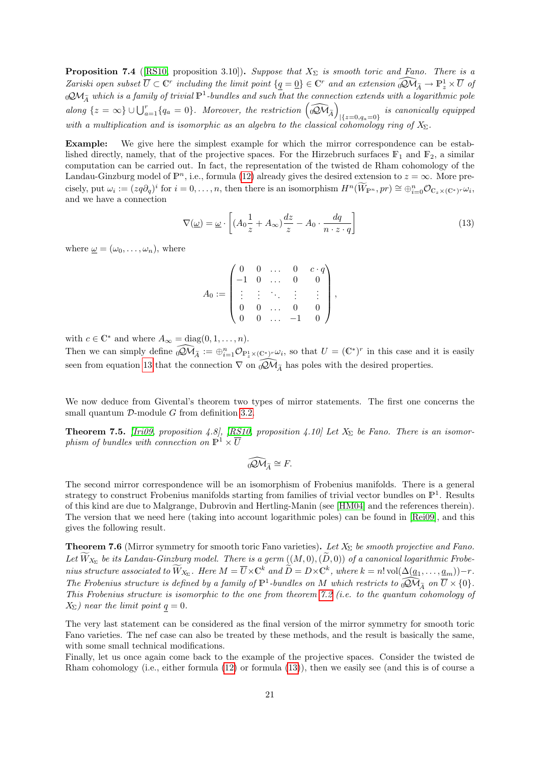**Proposition 7.4** ([RS10, proposition 3.10]). *Suppose that $X_\Sigma$ is smooth toric and Fano. There is a Zariski open subset $\overline{U} \subset \mathbb{C}^r$ including the limit point $\{\underline{q} = \underline{0}\} \in \mathbb{C}^r$ and an extension ${}_0\widehat{\mathcal{QM}}_{\widetilde{A}} \to \mathbb{P}^1_z \times \overline{U}$ of ${}_0\mathcal{QM}_{\widetilde{A}}$ which is a family of trivial $\mathbb{P}^1$-bundles and such that the connection extends with a logarithmic pole along $\{z = \infty\} \cup \bigcup_{a=1}^r \{q_a = 0\}$. Moreover, the restriction $\left({}_0\widehat{\mathcal{QM}}_{\widetilde{A}}\right)_{|\{z=0,q_a=0\}}$ is canonically equipped with a multiplication and is isomorphic as an algebra to the classical cohomology ring of $X_\Sigma$.*

**Example:** We give here the simplest example for which the mirror correspondence can be established directly, namely, that of the projective spaces. For the Hirzebruch surfaces $\mathbb{F}_1$ and $\mathbb{F}_2$, a similar computation can be carried out. In fact, the representation of the twisted de Rham cohomology of the Landau-Ginzburg model of $\mathbb{P}^n$, i.e., formula (12) already gives the desired extension to $z = \infty$. More precisely, put $\omega_i := (zq\partial_q)^i$ for $i = 0, \ldots, n$, then there is an isomorphism $H^n(\widetilde{W}_{\mathbb{P}^n}, pr) \cong \oplus_{i=0}^n \mathcal{O}_{\mathbb{C}_z \times (\mathbb{C}^*)^r} \omega_i$, and we have a connection

$$\nabla(\underline{\omega}) = \underline{\omega} \cdot \left[ (A_0 \frac{1}{z} + A_\infty) \frac{dz}{z} - A_0 \cdot \frac{dq}{n \cdot z \cdot q} \right] \tag{13}$$

where $\underline{\omega} = (\omega_0, \ldots, \omega_n)$, where

$$A_0 := \begin{pmatrix} 0 & 0 & \ldots & 0 & c \cdot q \\ -1 & 0 & \ldots & 0 & 0 \\ \vdots & \vdots & \ddots & \vdots & \vdots \\ 0 & 0 & \ldots & 0 & 0 \\ 0 & 0 & \ldots & -1 & 0 \end{pmatrix},$$

with $c \in \mathbb{C}^*$ and where $A_\infty = \mathrm{diag}(0, 1, \ldots, n)$.

Then we can simply define ${}_0\widehat{\mathcal{QM}}_{\widetilde{A}} := \oplus_{i=1}^n \mathcal{O}_{\mathbb{P}^1_z \times (\mathbb{C}^*)^r} \omega_i$, so that $U = (\mathbb{C}^*)^r$ in this case and it is easily seen from equation 13 that the connection $\nabla$ on ${}_0\widehat{\mathcal{QM}}_{\widetilde{A}}$ has poles with the desired properties.

We now deduce from Givental's theorem two types of mirror statements. The first one concerns the small quantum $\mathcal{D}$-module $G$ from definition 3.2.

**Theorem 7.5.** *[Iri09, proposition 4.8], [RS10, proposition 4.10] Let $X_\Sigma$ be Fano. There is an isomorphism of bundles with connection on $\mathbb{P}^1 \times \overline{U}$*

$${}_0\widehat{\mathcal{QM}}_{\widetilde{A}} \cong F.$$

The second mirror correspondence will be an isomorphism of Frobenius manifolds. There is a general strategy to construct Frobenius manifolds starting from families of trivial vector bundles on $\mathbb{P}^1$. Results of this kind are due to Malgrange, Dubrovin and Hertling-Manin (see [HM04] and the references therein). The version that we need here (taking into account logarithmic poles) can be found in [Rei09], and this gives the following result.

**Theorem 7.6** (Mirror symmetry for smooth toric Fano varieties). *Let $X_\Sigma$ be smooth projective and Fano. Let $\widetilde{W}_{X_\Sigma}$ be its Landau-Ginzburg model. There is a germ $((M, 0), (\widetilde{D}, 0))$ of a canonical logarithmic Frobenius structure associated to $\widetilde{W}_{X_\Sigma}$. Here $M = \overline{U} \times \mathbb{C}^k$ and $\widetilde{D} = D \times \mathbb{C}^k$, where $k = n!\,\mathrm{vol}(\Delta(\underline{a}_1, \ldots, \underline{a}_m)) - r$. The Frobenius structure is defined by a family of $\mathbb{P}^1$-bundles on $M$ which restricts to ${}_0\widehat{\mathcal{QM}}_{\widetilde{A}}$ on $\overline{U} \times \{0\}$. This Frobenius structure is isomorphic to the one from theorem 7.2 (i.e. to the quantum cohomology of $X_\Sigma$) near the limit point $\underline{q} = 0$.*

The very last statement can be considered as the final version of the mirror symmetry for smooth toric Fano varieties. The nef case can also be treated by these methods, and the result is basically the same, with some small technical modifications.

Finally, let us once again come back to the example of the projective spaces. Consider the twisted de Rham cohomology (i.e., either formula (12) or formula (13)), then we easily see (and this is of course a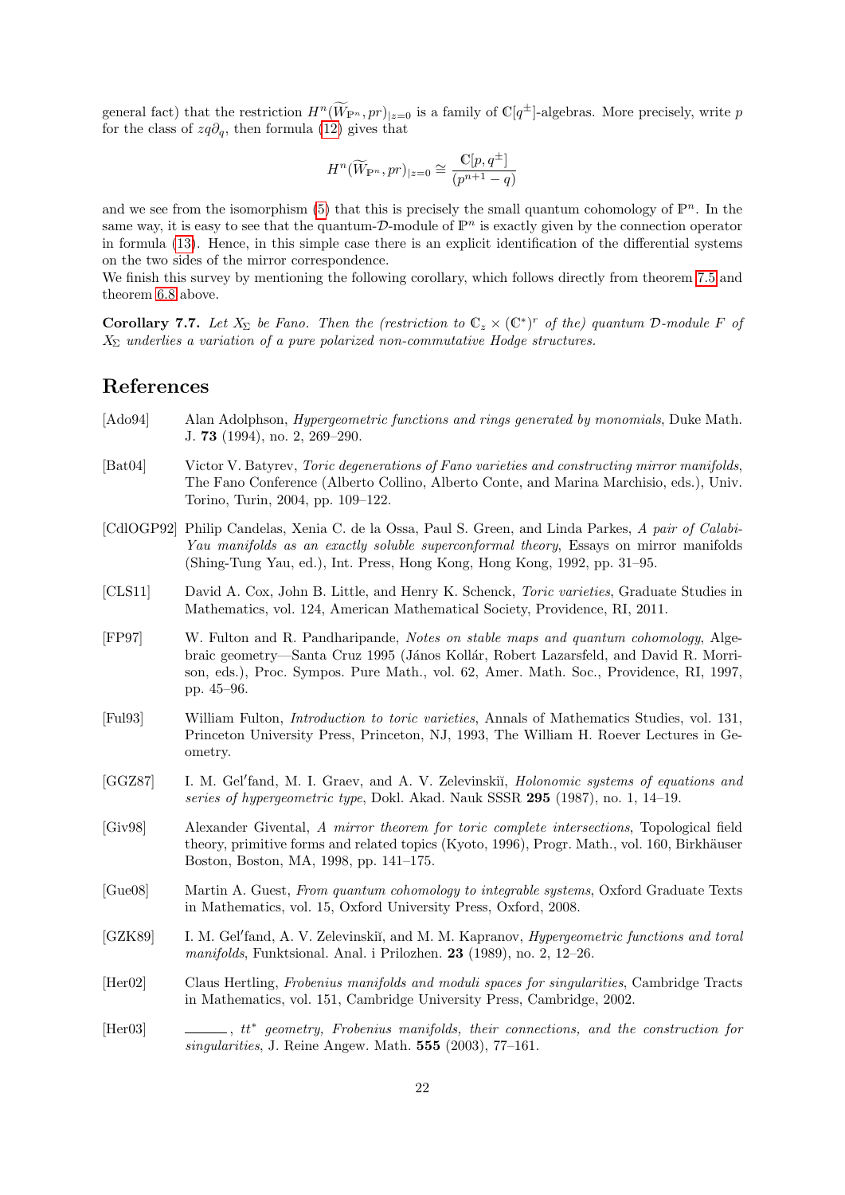general fact) that the restriction $H^n(\widetilde{W}_{\mathbb{P}^n}, pr)_{|z=0}$ is a family of $\mathbb{C}[q^{\pm}]$-algebras. More precisely, write $p$ for the class of $zq\partial_q$, then formula (12) gives that

$$H^n(\widetilde{W}_{\mathbb{P}^n}, pr)_{|z=0} \cong \frac{\mathbb{C}[p, q^{\pm}]}{(p^{n+1} - q)}$$

and we see from the isomorphism (5) that this is precisely the small quantum cohomology of $\mathbb{P}^n$. In the same way, it is easy to see that the quantum-$\mathcal{D}$-module of $\mathbb{P}^n$ is exactly given by the connection operator in formula (13). Hence, in this simple case there is an explicit identification of the differential systems on the two sides of the mirror correspondence.
We finish this survey by mentioning the following corollary, which follows directly from theorem 7.5 and theorem 6.8 above.

**Corollary 7.7.** *Let $X_\Sigma$ be Fano. Then the (restriction to $\mathbb{C}_z \times (\mathbb{C}^*)^r$ of the) quantum $\mathcal{D}$-module $F$ of $X_\Sigma$ underlies a variation of a pure polarized non-commutative Hodge structures.*

## References

[Ado94] Alan Adolphson, *Hypergeometric functions and rings generated by monomials*, Duke Math. J. **73** (1994), no. 2, 269–290.

[Bat04] Victor V. Batyrev, *Toric degenerations of Fano varieties and constructing mirror manifolds*, The Fano Conference (Alberto Collino, Alberto Conte, and Marina Marchisio, eds.), Univ. Torino, Turin, 2004, pp. 109–122.

[CdlOGP92] Philip Candelas, Xenia C. de la Ossa, Paul S. Green, and Linda Parkes, *A pair of Calabi-Yau manifolds as an exactly soluble superconformal theory*, Essays on mirror manifolds (Shing-Tung Yau, ed.), Int. Press, Hong Kong, Hong Kong, 1992, pp. 31–95.

[CLS11] David A. Cox, John B. Little, and Henry K. Schenck, *Toric varieties*, Graduate Studies in Mathematics, vol. 124, American Mathematical Society, Providence, RI, 2011.

[FP97] W. Fulton and R. Pandharipande, *Notes on stable maps and quantum cohomology*, Algebraic geometry—Santa Cruz 1995 (János Kollár, Robert Lazarsfeld, and David R. Morrison, eds.), Proc. Sympos. Pure Math., vol. 62, Amer. Math. Soc., Providence, RI, 1997, pp. 45–96.

[Ful93] William Fulton, *Introduction to toric varieties*, Annals of Mathematics Studies, vol. 131, Princeton University Press, Princeton, NJ, 1993, The William H. Roever Lectures in Geometry.

[GGZ87] I. M. Gel′fand, M. I. Graev, and A. V. Zelevinskiĭ, *Holonomic systems of equations and series of hypergeometric type*, Dokl. Akad. Nauk SSSR **295** (1987), no. 1, 14–19.

[Giv98] Alexander Givental, *A mirror theorem for toric complete intersections*, Topological field theory, primitive forms and related topics (Kyoto, 1996), Progr. Math., vol. 160, Birkhäuser Boston, Boston, MA, 1998, pp. 141–175.

[Gue08] Martin A. Guest, *From quantum cohomology to integrable systems*, Oxford Graduate Texts in Mathematics, vol. 15, Oxford University Press, Oxford, 2008.

[GZK89] I. M. Gel′fand, A. V. Zelevinskiĭ, and M. M. Kapranov, *Hypergeometric functions and toral manifolds*, Funktsional. Anal. i Prilozhen. **23** (1989), no. 2, 12–26.

[Her02] Claus Hertling, *Frobenius manifolds and moduli spaces for singularities*, Cambridge Tracts in Mathematics, vol. 151, Cambridge University Press, Cambridge, 2002.

[Her03] ———, *tt\* geometry, Frobenius manifolds, their connections, and the construction for singularities*, J. Reine Angew. Math. **555** (2003), 77–161.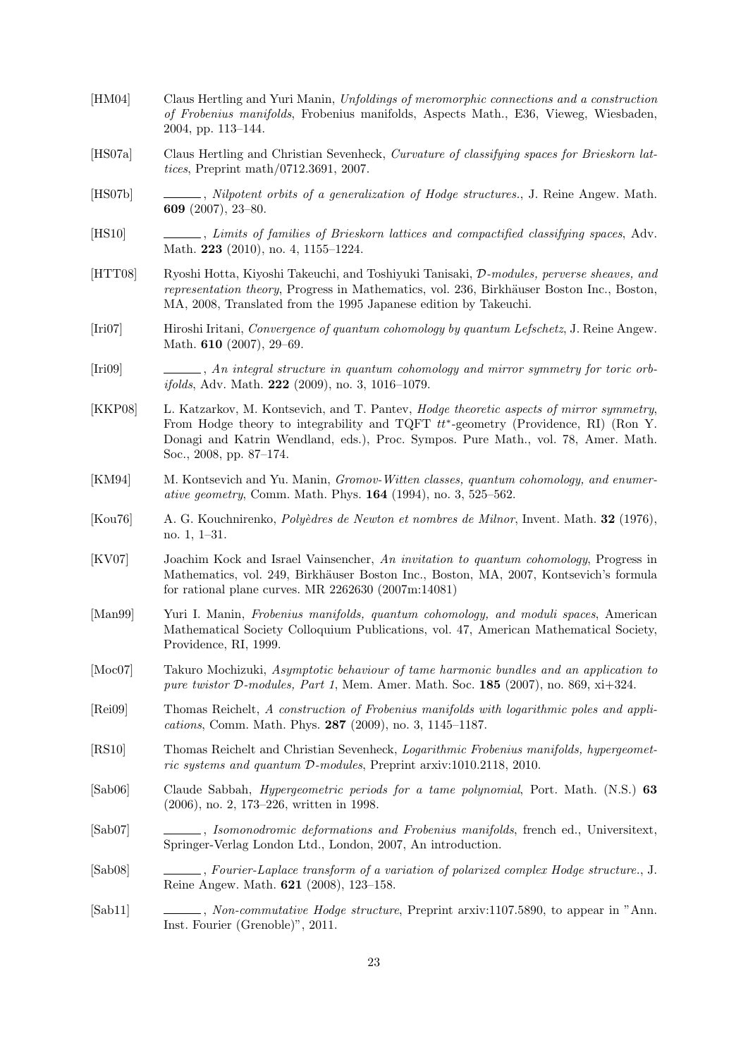[HM04] Claus Hertling and Yuri Manin, *Unfoldings of meromorphic connections and a construction of Frobenius manifolds*, Frobenius manifolds, Aspects Math., E36, Vieweg, Wiesbaden, 2004, pp. 113–144.

[HS07a] Claus Hertling and Christian Sevenheck, *Curvature of classifying spaces for Brieskorn lattices*, Preprint math/0712.3691, 2007.

[HS07b] ______, *Nilpotent orbits of a generalization of Hodge structures.*, J. Reine Angew. Math. **609** (2007), 23–80.

[HS10] ______, *Limits of families of Brieskorn lattices and compactified classifying spaces*, Adv. Math. **223** (2010), no. 4, 1155–1224.

[HTT08] Ryoshi Hotta, Kiyoshi Takeuchi, and Toshiyuki Tanisaki, *$\mathcal{D}$-modules, perverse sheaves, and representation theory*, Progress in Mathematics, vol. 236, Birkhäuser Boston Inc., Boston, MA, 2008, Translated from the 1995 Japanese edition by Takeuchi.

[Iri07] Hiroshi Iritani, *Convergence of quantum cohomology by quantum Lefschetz*, J. Reine Angew. Math. **610** (2007), 29–69.

[Iri09] ______, *An integral structure in quantum cohomology and mirror symmetry for toric orbifolds*, Adv. Math. **222** (2009), no. 3, 1016–1079.

[KKP08] L. Katzarkov, M. Kontsevich, and T. Pantev, *Hodge theoretic aspects of mirror symmetry*, From Hodge theory to integrability and TQFT $tt^*$-geometry (Providence, RI) (Ron Y. Donagi and Katrin Wendland, eds.), Proc. Sympos. Pure Math., vol. 78, Amer. Math. Soc., 2008, pp. 87–174.

[KM94] M. Kontsevich and Yu. Manin, *Gromov-Witten classes, quantum cohomology, and enumerative geometry*, Comm. Math. Phys. **164** (1994), no. 3, 525–562.

[Kou76] A. G. Kouchnirenko, *Polyèdres de Newton et nombres de Milnor*, Invent. Math. **32** (1976), no. 1, 1–31.

[KV07] Joachim Kock and Israel Vainsencher, *An invitation to quantum cohomology*, Progress in Mathematics, vol. 249, Birkhäuser Boston Inc., Boston, MA, 2007, Kontsevich's formula for rational plane curves. MR 2262630 (2007m:14081)

[Man99] Yuri I. Manin, *Frobenius manifolds, quantum cohomology, and moduli spaces*, American Mathematical Society Colloquium Publications, vol. 47, American Mathematical Society, Providence, RI, 1999.

[Moc07] Takuro Mochizuki, *Asymptotic behaviour of tame harmonic bundles and an application to pure twistor $\mathcal{D}$-modules, Part 1*, Mem. Amer. Math. Soc. **185** (2007), no. 869, xi+324.

[Rei09] Thomas Reichelt, *A construction of Frobenius manifolds with logarithmic poles and applications*, Comm. Math. Phys. **287** (2009), no. 3, 1145–1187.

[RS10] Thomas Reichelt and Christian Sevenheck, *Logarithmic Frobenius manifolds, hypergeometric systems and quantum $\mathcal{D}$-modules*, Preprint arxiv:1010.2118, 2010.

[Sab06] Claude Sabbah, *Hypergeometric periods for a tame polynomial*, Port. Math. (N.S.) **63** (2006), no. 2, 173–226, written in 1998.

[Sab07] ______, *Isomonodromic deformations and Frobenius manifolds*, french ed., Universitext, Springer-Verlag London Ltd., London, 2007, An introduction.

[Sab08] ______, *Fourier-Laplace transform of a variation of polarized complex Hodge structure.*, J. Reine Angew. Math. **621** (2008), 123–158.

[Sab11] ______, *Non-commutative Hodge structure*, Preprint arxiv:1107.5890, to appear in "Ann. Inst. Fourier (Grenoble)", 2011.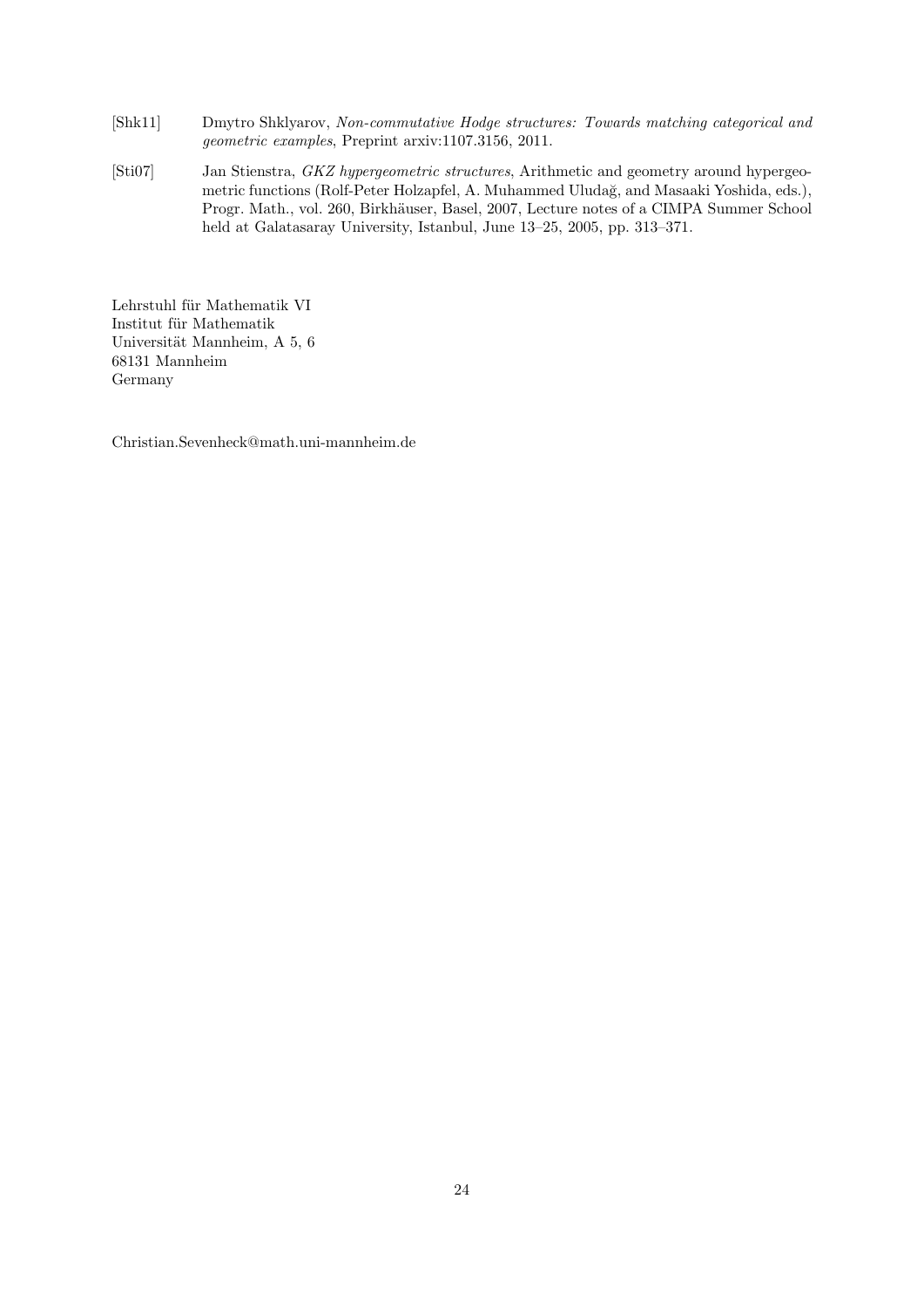[Shk11] Dmytro Shklyarov, *Non-commutative Hodge structures: Towards matching categorical and geometric examples*, Preprint arxiv:1107.3156, 2011.

[Sti07] Jan Stienstra, *GKZ hypergeometric structures*, Arithmetic and geometry around hypergeometric functions (Rolf-Peter Holzapfel, A. Muhammed Uludağ, and Masaaki Yoshida, eds.), Progr. Math., vol. 260, Birkhäuser, Basel, 2007, Lecture notes of a CIMPA Summer School held at Galatasaray University, Istanbul, June 13–25, 2005, pp. 313–371.

Lehrstuhl für Mathematik VI
Institut für Mathematik
Universität Mannheim, A 5, 6
68131 Mannheim
Germany

Christian.Sevenheck@math.uni-mannheim.de